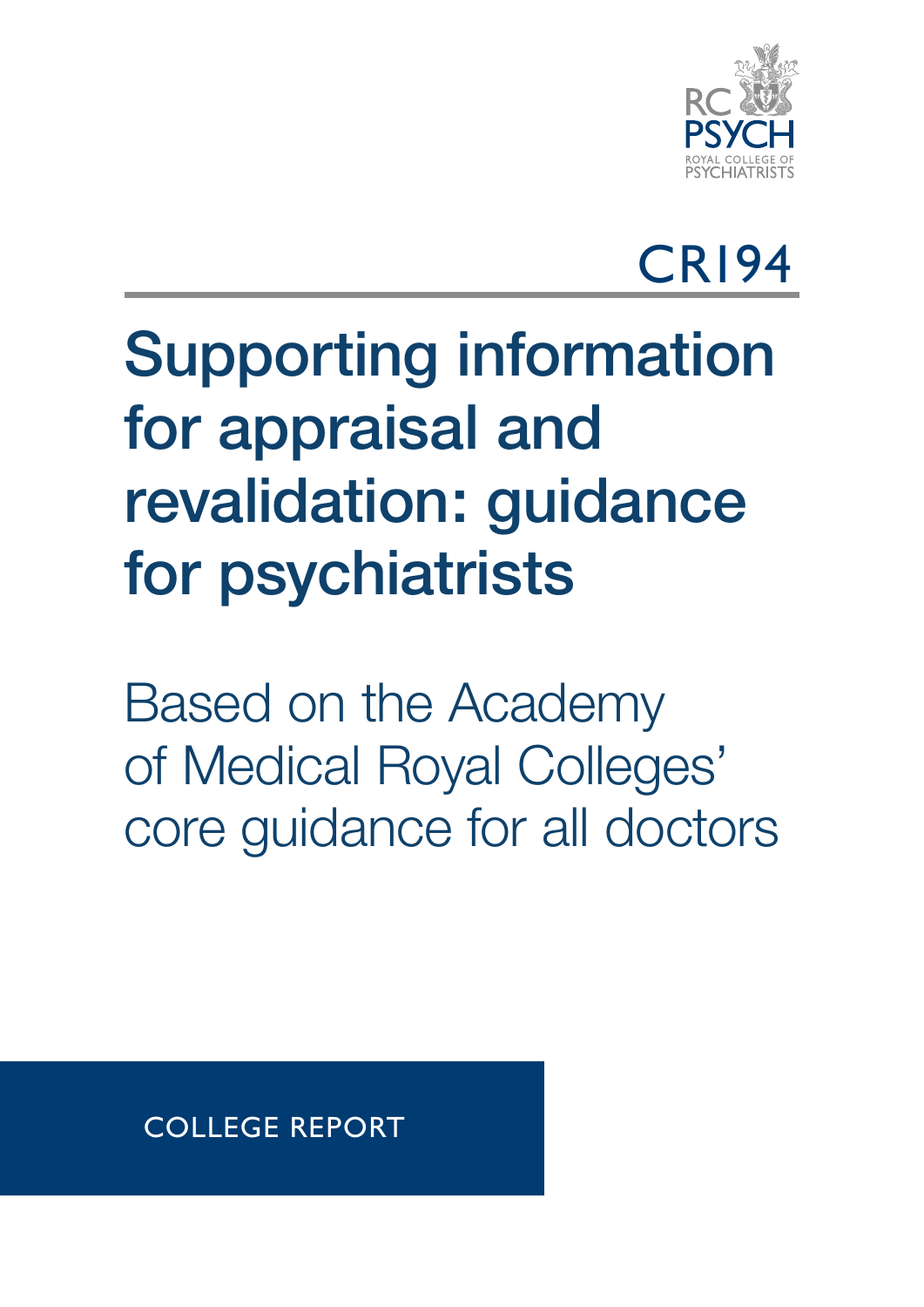RC PSYCH
ROYAL COLLEGE OF PSYCHIATRISTS

CR194

# Supporting information for appraisal and revalidation: guidance for psychiatrists

## Based on the Academy of Medical Royal Colleges' core guidance for all doctors

COLLEGE REPORT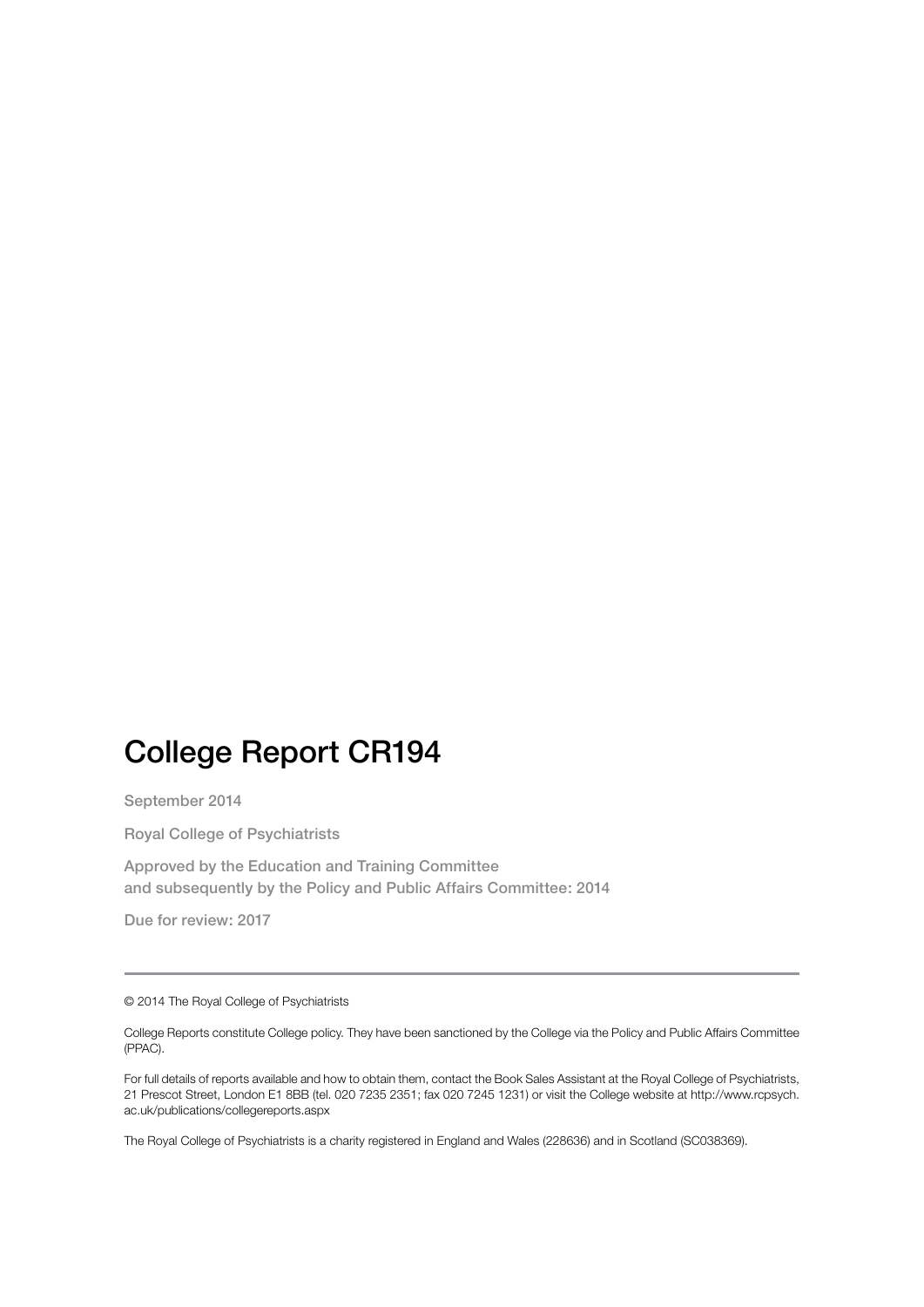# College Report CR194

September 2014

Royal College of Psychiatrists

Approved by the Education and Training Committee
and subsequently by the Policy and Public Affairs Committee: 2014

Due for review: 2017

---

© 2014 The Royal College of Psychiatrists

College Reports constitute College policy. They have been sanctioned by the College via the Policy and Public Affairs Committee (PPAC).

For full details of reports available and how to obtain them, contact the Book Sales Assistant at the Royal College of Psychiatrists, 21 Prescot Street, London E1 8BB (tel. 020 7235 2351; fax 020 7245 1231) or visit the College website at http://www.rcpsych.ac.uk/publications/collegereports.aspx

The Royal College of Psychiatrists is a charity registered in England and Wales (228636) and in Scotland (SC038369).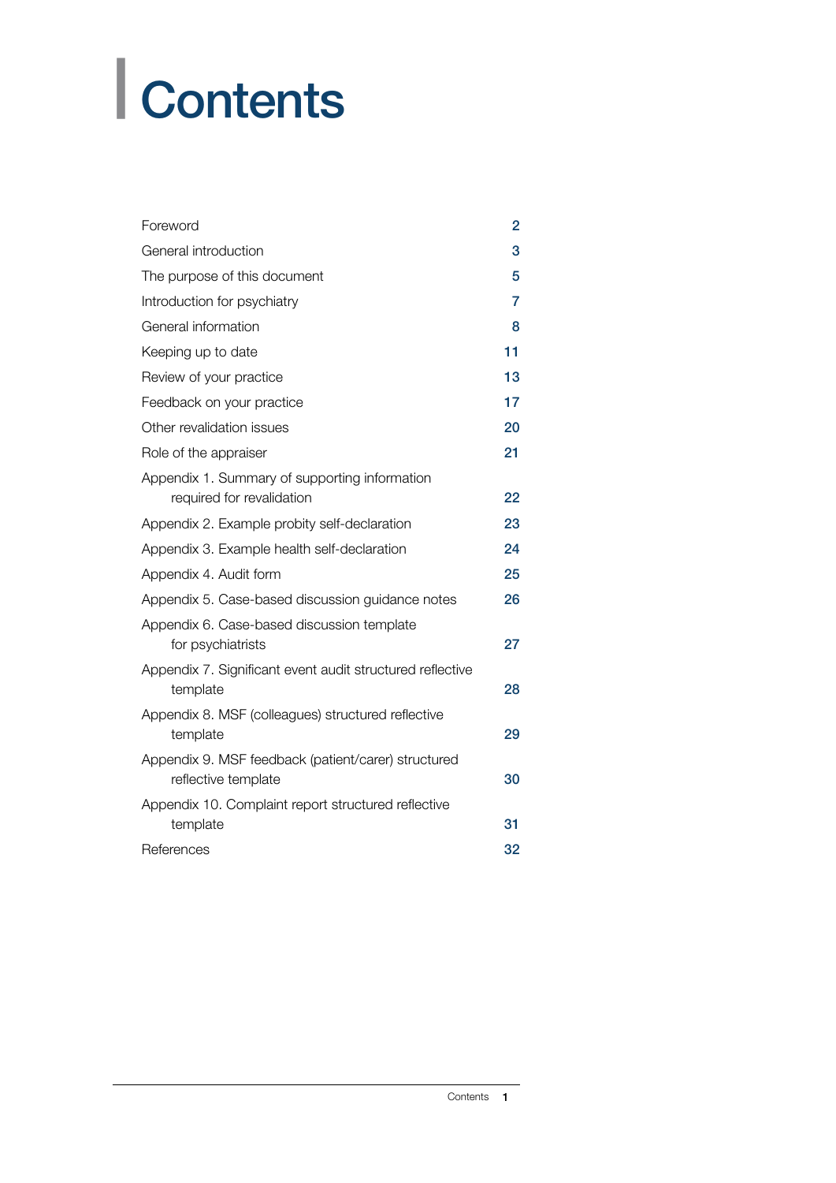# Contents

| | |
|---|---|
| Foreword | 2 |
| General introduction | 3 |
| The purpose of this document | 5 |
| Introduction for psychiatry | 7 |
| General information | 8 |
| Keeping up to date | 11 |
| Review of your practice | 13 |
| Feedback on your practice | 17 |
| Other revalidation issues | 20 |
| Role of the appraiser | 21 |
| Appendix 1. Summary of supporting information required for revalidation | 22 |
| Appendix 2. Example probity self-declaration | 23 |
| Appendix 3. Example health self-declaration | 24 |
| Appendix 4. Audit form | 25 |
| Appendix 5. Case-based discussion guidance notes | 26 |
| Appendix 6. Case-based discussion template for psychiatrists | 27 |
| Appendix 7. Significant event audit structured reflective template | 28 |
| Appendix 8. MSF (colleagues) structured reflective template | 29 |
| Appendix 9. MSF feedback (patient/carer) structured reflective template | 30 |
| Appendix 10. Complaint report structured reflective template | 31 |
| References | 32 |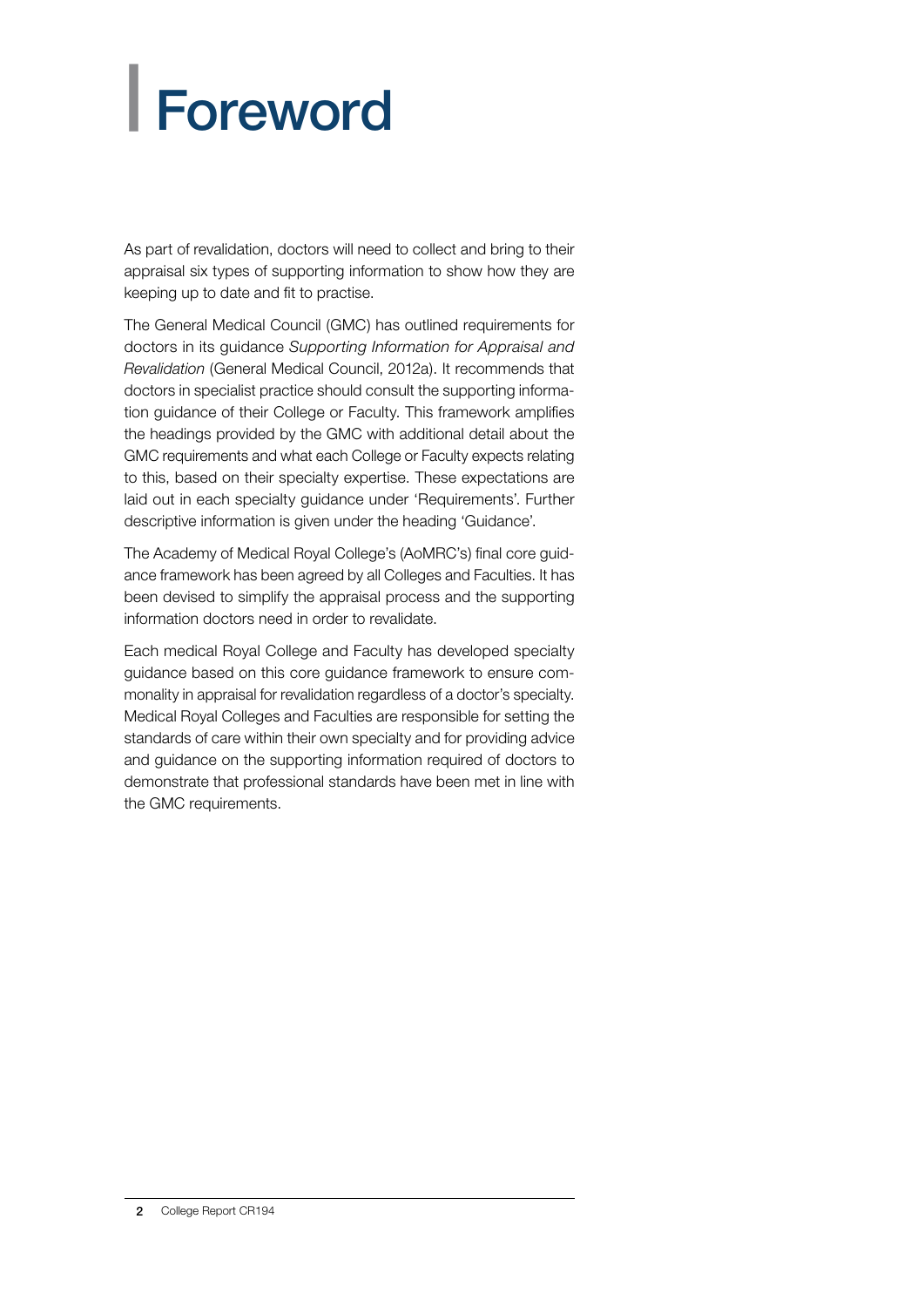# Foreword

As part of revalidation, doctors will need to collect and bring to their appraisal six types of supporting information to show how they are keeping up to date and fit to practise.

The General Medical Council (GMC) has outlined requirements for doctors in its guidance *Supporting Information for Appraisal and Revalidation* (General Medical Council, 2012a). It recommends that doctors in specialist practice should consult the supporting information guidance of their College or Faculty. This framework amplifies the headings provided by the GMC with additional detail about the GMC requirements and what each College or Faculty expects relating to this, based on their specialty expertise. These expectations are laid out in each specialty guidance under 'Requirements'. Further descriptive information is given under the heading 'Guidance'.

The Academy of Medical Royal College's (AoMRC's) final core guidance framework has been agreed by all Colleges and Faculties. It has been devised to simplify the appraisal process and the supporting information doctors need in order to revalidate.

Each medical Royal College and Faculty has developed specialty guidance based on this core guidance framework to ensure commonality in appraisal for revalidation regardless of a doctor's specialty. Medical Royal Colleges and Faculties are responsible for setting the standards of care within their own specialty and for providing advice and guidance on the supporting information required of doctors to demonstrate that professional standards have been met in line with the GMC requirements.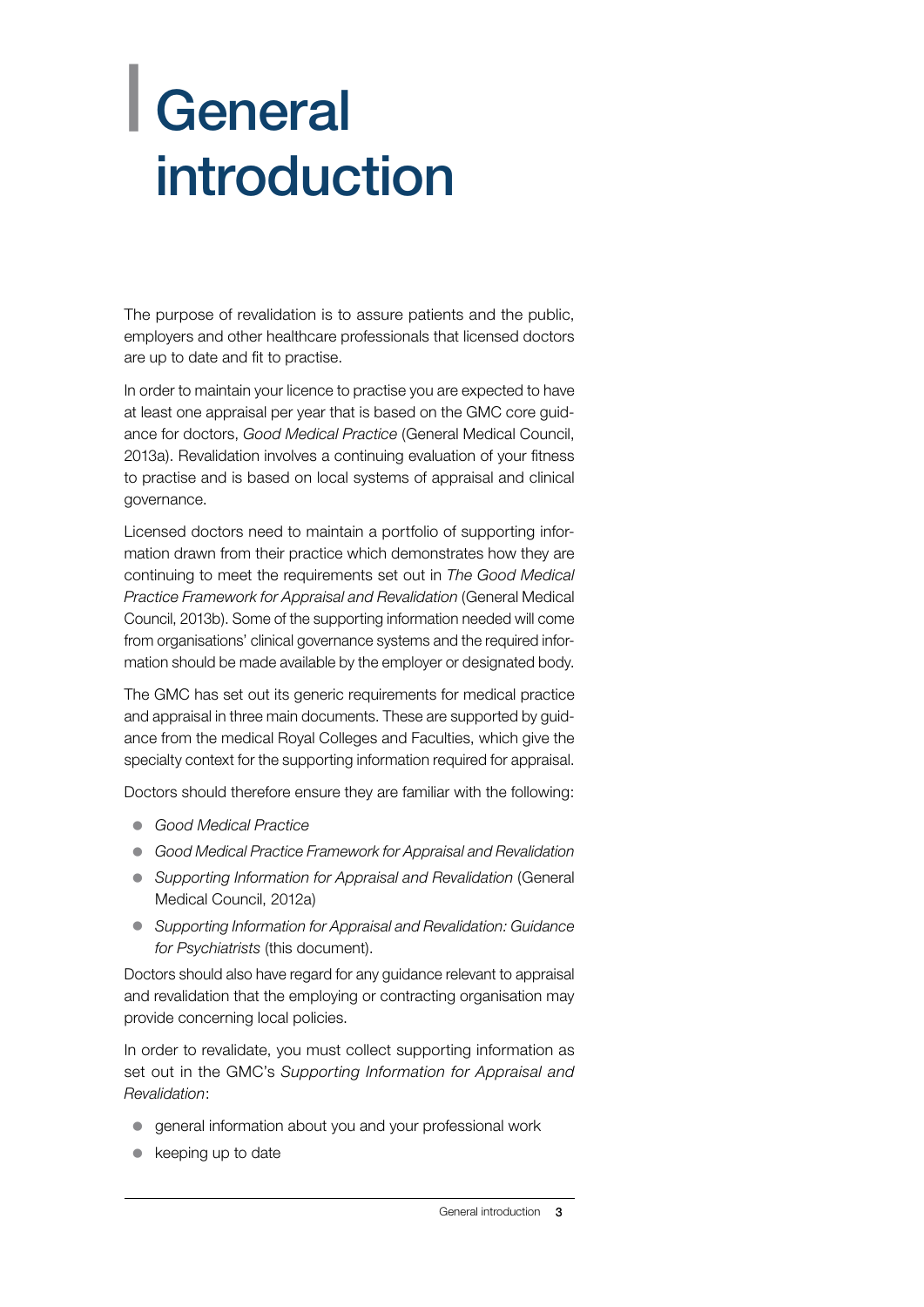# General introduction

The purpose of revalidation is to assure patients and the public, employers and other healthcare professionals that licensed doctors are up to date and fit to practise.

In order to maintain your licence to practise you are expected to have at least one appraisal per year that is based on the GMC core guidance for doctors, *Good Medical Practice* (General Medical Council, 2013a). Revalidation involves a continuing evaluation of your fitness to practise and is based on local systems of appraisal and clinical governance.

Licensed doctors need to maintain a portfolio of supporting information drawn from their practice which demonstrates how they are continuing to meet the requirements set out in *The Good Medical Practice Framework for Appraisal and Revalidation* (General Medical Council, 2013b). Some of the supporting information needed will come from organisations' clinical governance systems and the required information should be made available by the employer or designated body.

The GMC has set out its generic requirements for medical practice and appraisal in three main documents. These are supported by guidance from the medical Royal Colleges and Faculties, which give the specialty context for the supporting information required for appraisal.

Doctors should therefore ensure they are familiar with the following:

- *Good Medical Practice*
- *Good Medical Practice Framework for Appraisal and Revalidation*
- *Supporting Information for Appraisal and Revalidation* (General Medical Council, 2012a)
- *Supporting Information for Appraisal and Revalidation: Guidance for Psychiatrists* (this document).

Doctors should also have regard for any guidance relevant to appraisal and revalidation that the employing or contracting organisation may provide concerning local policies.

In order to revalidate, you must collect supporting information as set out in the GMC's *Supporting Information for Appraisal and Revalidation*:

- general information about you and your professional work
- keeping up to date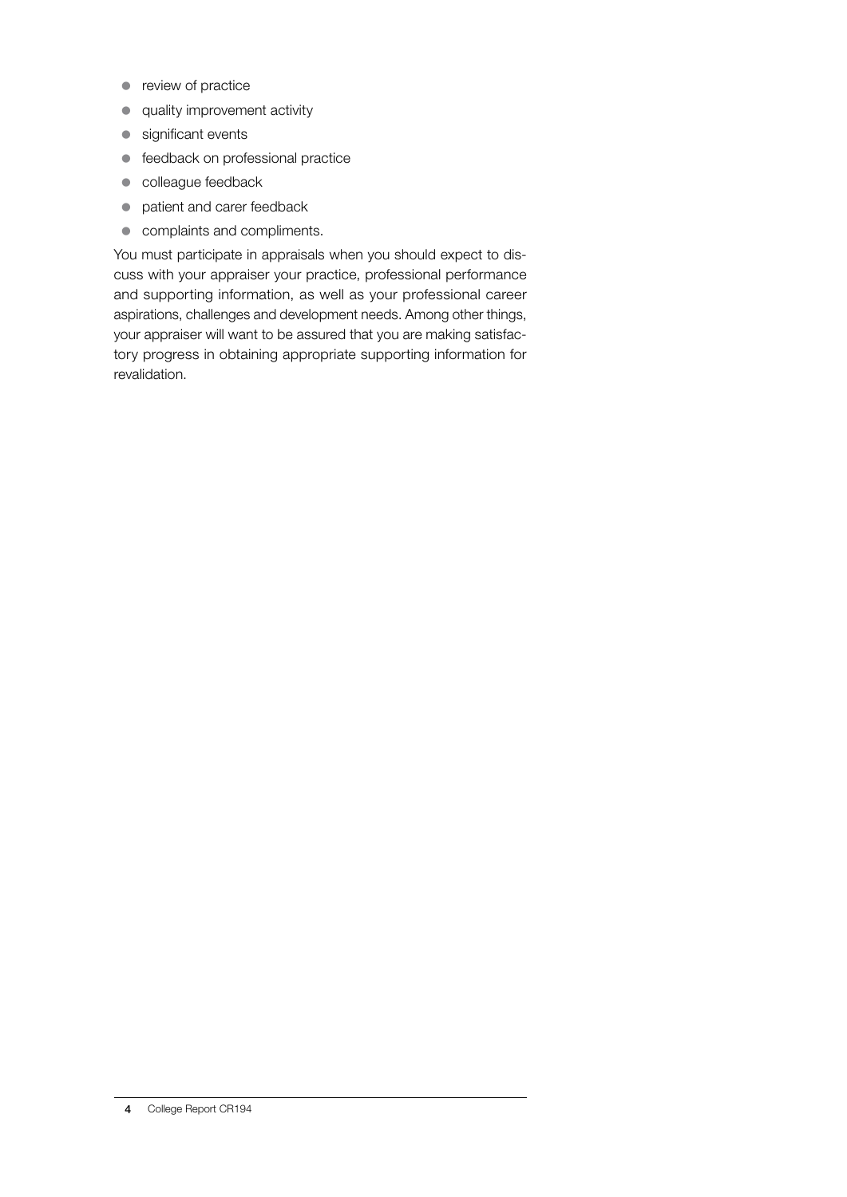- review of practice
- quality improvement activity
- significant events
- feedback on professional practice
- colleague feedback
- patient and carer feedback
- complaints and compliments.

You must participate in appraisals when you should expect to discuss with your appraiser your practice, professional performance and supporting information, as well as your professional career aspirations, challenges and development needs. Among other things, your appraiser will want to be assured that you are making satisfactory progress in obtaining appropriate supporting information for revalidation.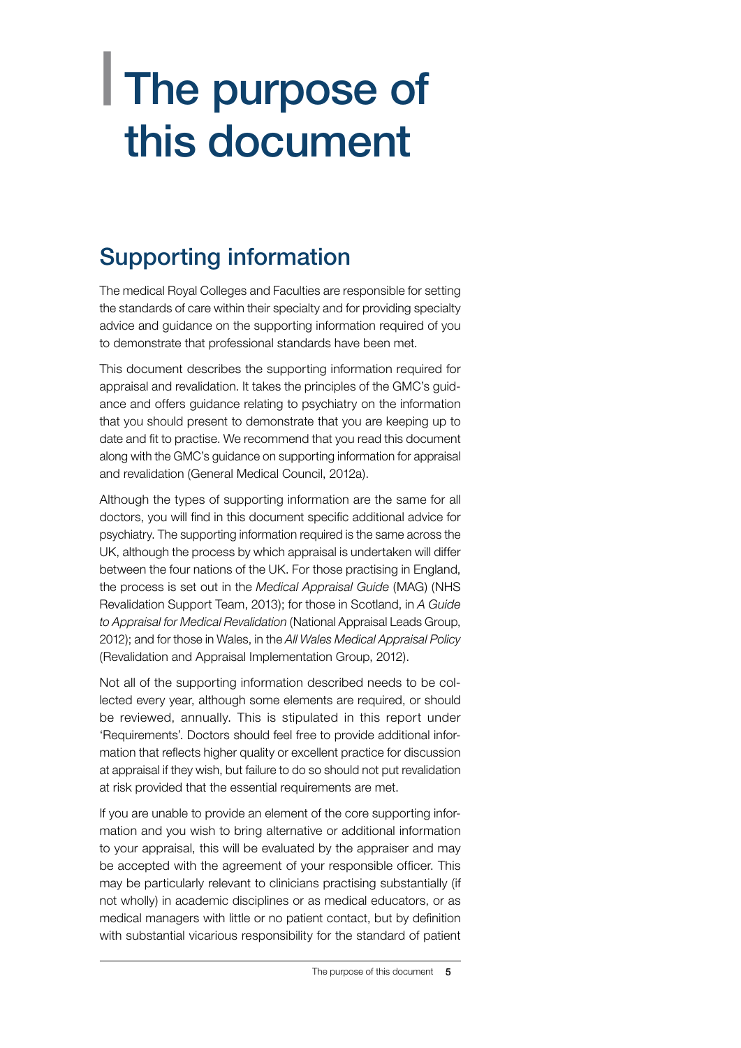# The purpose of this document

## Supporting information

The medical Royal Colleges and Faculties are responsible for setting the standards of care within their specialty and for providing specialty advice and guidance on the supporting information required of you to demonstrate that professional standards have been met.

This document describes the supporting information required for appraisal and revalidation. It takes the principles of the GMC's guidance and offers guidance relating to psychiatry on the information that you should present to demonstrate that you are keeping up to date and fit to practise. We recommend that you read this document along with the GMC's guidance on supporting information for appraisal and revalidation (General Medical Council, 2012a).

Although the types of supporting information are the same for all doctors, you will find in this document specific additional advice for psychiatry. The supporting information required is the same across the UK, although the process by which appraisal is undertaken will differ between the four nations of the UK. For those practising in England, the process is set out in the *Medical Appraisal Guide* (MAG) (NHS Revalidation Support Team, 2013); for those in Scotland, in *A Guide to Appraisal for Medical Revalidation* (National Appraisal Leads Group, 2012); and for those in Wales, in the *All Wales Medical Appraisal Policy* (Revalidation and Appraisal Implementation Group, 2012).

Not all of the supporting information described needs to be collected every year, although some elements are required, or should be reviewed, annually. This is stipulated in this report under 'Requirements'. Doctors should feel free to provide additional information that reflects higher quality or excellent practice for discussion at appraisal if they wish, but failure to do so should not put revalidation at risk provided that the essential requirements are met.

If you are unable to provide an element of the core supporting information and you wish to bring alternative or additional information to your appraisal, this will be evaluated by the appraiser and may be accepted with the agreement of your responsible officer. This may be particularly relevant to clinicians practising substantially (if not wholly) in academic disciplines or as medical educators, or as medical managers with little or no patient contact, but by definition with substantial vicarious responsibility for the standard of patient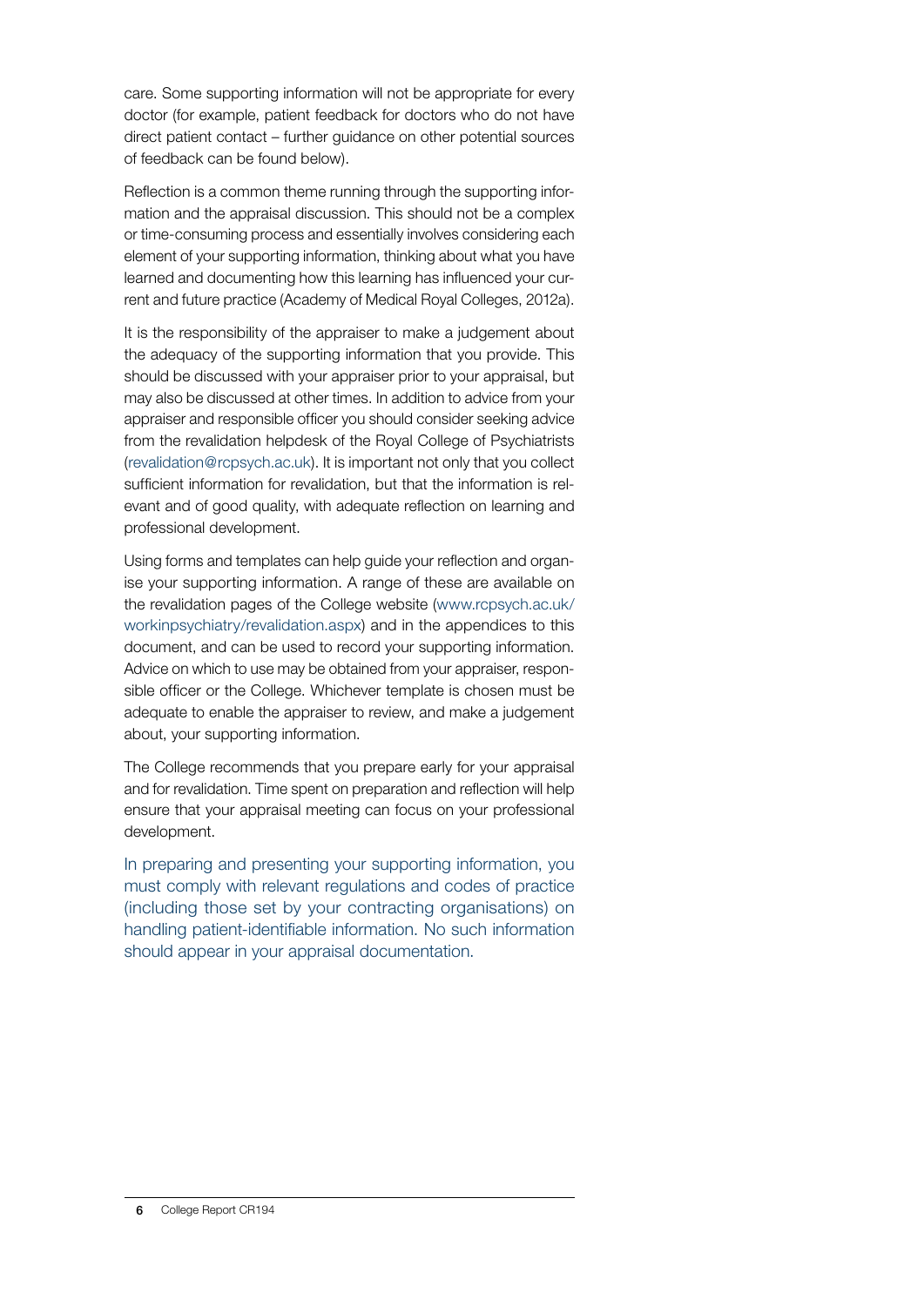care. Some supporting information will not be appropriate for every doctor (for example, patient feedback for doctors who do not have direct patient contact – further guidance on other potential sources of feedback can be found below).

Reflection is a common theme running through the supporting information and the appraisal discussion. This should not be a complex or time-consuming process and essentially involves considering each element of your supporting information, thinking about what you have learned and documenting how this learning has influenced your current and future practice (Academy of Medical Royal Colleges, 2012a).

It is the responsibility of the appraiser to make a judgement about the adequacy of the supporting information that you provide. This should be discussed with your appraiser prior to your appraisal, but may also be discussed at other times. In addition to advice from your appraiser and responsible officer you should consider seeking advice from the revalidation helpdesk of the Royal College of Psychiatrists (revalidation@rcpsych.ac.uk). It is important not only that you collect sufficient information for revalidation, but that the information is relevant and of good quality, with adequate reflection on learning and professional development.

Using forms and templates can help guide your reflection and organise your supporting information. A range of these are available on the revalidation pages of the College website (www.rcpsych.ac.uk/workinpsychiatry/revalidation.aspx) and in the appendices to this document, and can be used to record your supporting information. Advice on which to use may be obtained from your appraiser, responsible officer or the College. Whichever template is chosen must be adequate to enable the appraiser to review, and make a judgement about, your supporting information.

The College recommends that you prepare early for your appraisal and for revalidation. Time spent on preparation and reflection will help ensure that your appraisal meeting can focus on your professional development.

In preparing and presenting your supporting information, you must comply with relevant regulations and codes of practice (including those set by your contracting organisations) on handling patient-identifiable information. No such information should appear in your appraisal documentation.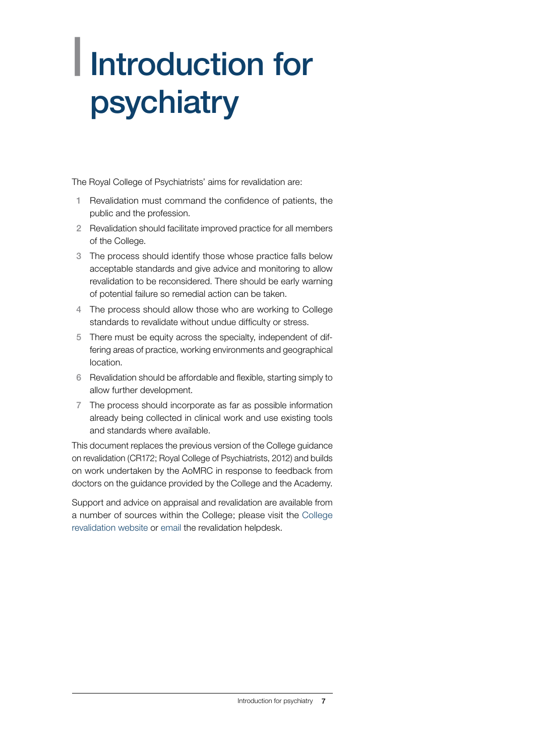# Introduction for psychiatry

The Royal College of Psychiatrists' aims for revalidation are:

1. Revalidation must command the confidence of patients, the public and the profession.
2. Revalidation should facilitate improved practice for all members of the College.
3. The process should identify those whose practice falls below acceptable standards and give advice and monitoring to allow revalidation to be reconsidered. There should be early warning of potential failure so remedial action can be taken.
4. The process should allow those who are working to College standards to revalidate without undue difficulty or stress.
5. There must be equity across the specialty, independent of differing areas of practice, working environments and geographical location.
6. Revalidation should be affordable and flexible, starting simply to allow further development.
7. The process should incorporate as far as possible information already being collected in clinical work and use existing tools and standards where available.

This document replaces the previous version of the College guidance on revalidation (CR172; Royal College of Psychiatrists, 2012) and builds on work undertaken by the AoMRC in response to feedback from doctors on the guidance provided by the College and the Academy.

Support and advice on appraisal and revalidation are available from a number of sources within the College; please visit the College revalidation website or email the revalidation helpdesk.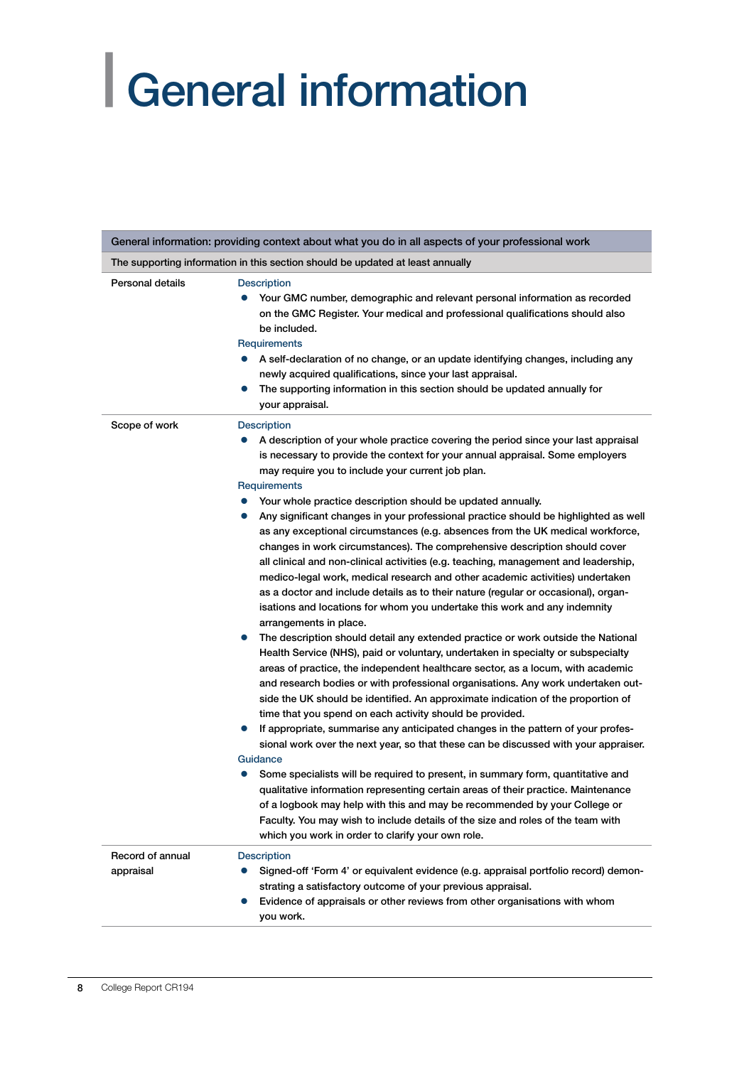# General information

| General information: providing context about what you do in all aspects of your professional work | |
|---|---|
| The supporting information in this section should be updated at least annually | |
| Personal details | Description<br>• Your GMC number, demographic and relevant personal information as recorded on the GMC Register. Your medical and professional qualifications should also be included.<br>Requirements<br>• A self-declaration of no change, or an update identifying changes, including any newly acquired qualifications, since your last appraisal.<br>• The supporting information in this section should be updated annually for your appraisal. |
| Scope of work | Description<br>• A description of your whole practice covering the period since your last appraisal is necessary to provide the context for your annual appraisal. Some employers may require you to include your current job plan.<br>Requirements<br>• Your whole practice description should be updated annually.<br>• Any significant changes in your professional practice should be highlighted as well as any exceptional circumstances (e.g. absences from the UK medical workforce, changes in work circumstances). The comprehensive description should cover all clinical and non-clinical activities (e.g. teaching, management and leadership, medico-legal work, medical research and other academic activities) undertaken as a doctor and include details as to their nature (regular or occasional), organisations and locations for whom you undertake this work and any indemnity arrangements in place.<br>• The description should detail any extended practice or work outside the National Health Service (NHS), paid or voluntary, undertaken in specialty or subspecialty areas of practice, the independent healthcare sector, as a locum, with academic and research bodies or with professional organisations. Any work undertaken outside the UK should be identified. An approximate indication of the proportion of time that you spend on each activity should be provided.<br>• If appropriate, summarise any anticipated changes in the pattern of your professional work over the next year, so that these can be discussed with your appraiser.<br>Guidance<br>• Some specialists will be required to present, in summary form, quantitative and qualitative information representing certain areas of their practice. Maintenance of a logbook may help with this and may be recommended by your College or Faculty. You may wish to include details of the size and roles of the team with which you work in order to clarify your own role. |
| Record of annual appraisal | Description<br>• Signed-off 'Form 4' or equivalent evidence (e.g. appraisal portfolio record) demonstrating a satisfactory outcome of your previous appraisal.<br>• Evidence of appraisals or other reviews from other organisations with whom you work. |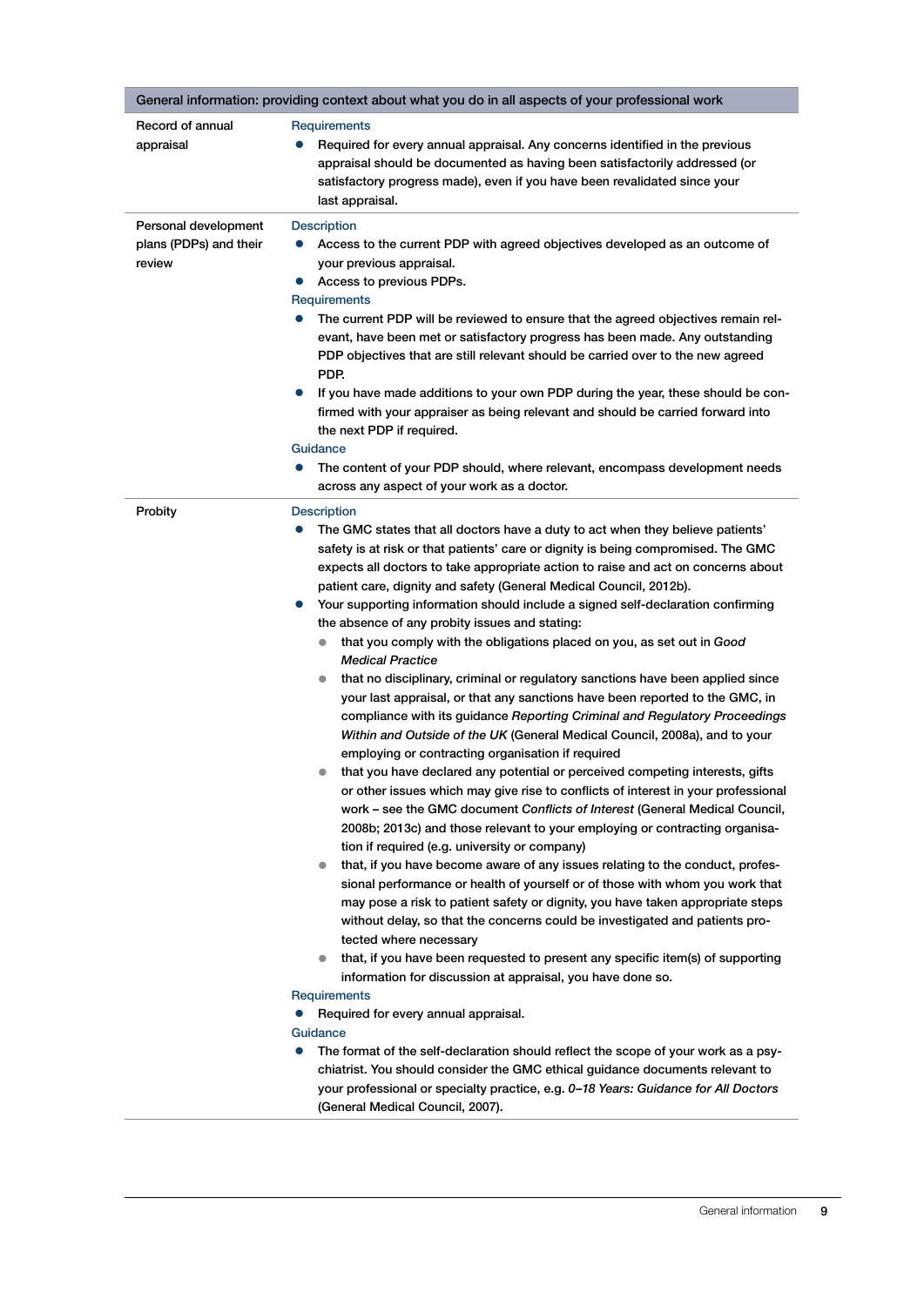| General information: providing context about what you do in all aspects of your professional work | |
|---|---|
| Record of annual appraisal | **Requirements**<br>• Required for every annual appraisal. Any concerns identified in the previous appraisal should be documented as having been satisfactorily addressed (or satisfactory progress made), even if you have been revalidated since your last appraisal. |
| Personal development plans (PDPs) and their review | **Description**<br>• Access to the current PDP with agreed objectives developed as an outcome of your previous appraisal.<br>• Access to previous PDPs.<br>**Requirements**<br>• The current PDP will be reviewed to ensure that the agreed objectives remain relevant, have been met or satisfactory progress has been made. Any outstanding PDP objectives that are still relevant should be carried over to the new agreed PDP.<br>• If you have made additions to your own PDP during the year, these should be confirmed with your appraiser as being relevant and should be carried forward into the next PDP if required.<br>**Guidance**<br>• The content of your PDP should, where relevant, encompass development needs across any aspect of your work as a doctor. |
| Probity | **Description**<br>• The GMC states that all doctors have a duty to act when they believe patients' safety is at risk or that patients' care or dignity is being compromised. The GMC expects all doctors to take appropriate action to raise and act on concerns about patient care, dignity and safety (General Medical Council, 2012b).<br>• Your supporting information should include a signed self-declaration confirming the absence of any probity issues and stating:<br>  ◦ that you comply with the obligations placed on you, as set out in *Good Medical Practice*<br>  ◦ that no disciplinary, criminal or regulatory sanctions have been applied since your last appraisal, or that any sanctions have been reported to the GMC, in compliance with its guidance *Reporting Criminal and Regulatory Proceedings Within and Outside of the UK* (General Medical Council, 2008a), and to your employing or contracting organisation if required<br>  ◦ that you have declared any potential or perceived competing interests, gifts or other issues which may give rise to conflicts of interest in your professional work – see the GMC document *Conflicts of Interest* (General Medical Council, 2008b; 2013c) and those relevant to your employing or contracting organisation if required (e.g. university or company)<br>  ◦ that, if you have become aware of any issues relating to the conduct, professional performance or health of yourself or of those with whom you work that may pose a risk to patient safety or dignity, you have taken appropriate steps without delay, so that the concerns could be investigated and patients protected where necessary<br>  ◦ that, if you have been requested to present any specific item(s) of supporting information for discussion at appraisal, you have done so.<br>**Requirements**<br>• Required for every annual appraisal.<br>**Guidance**<br>• The format of the self-declaration should reflect the scope of your work as a psychiatrist. You should consider the GMC ethical guidance documents relevant to your professional or specialty practice, e.g. *0–18 Years: Guidance for All Doctors* (General Medical Council, 2007). |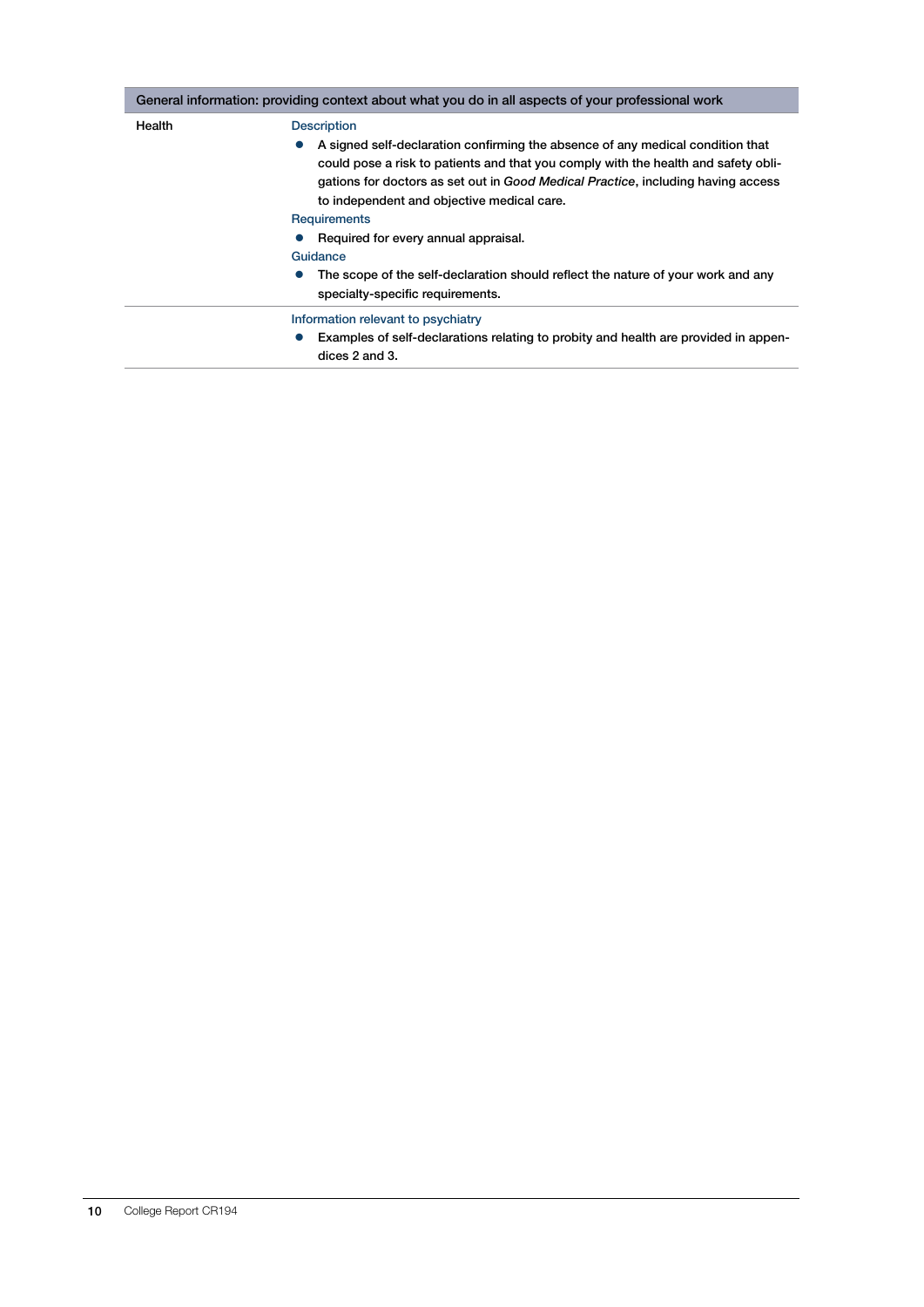| General information: providing context about what you do in all aspects of your professional work | |
|---|---|
| Health | Description<br>• A signed self-declaration confirming the absence of any medical condition that could pose a risk to patients and that you comply with the health and safety obligations for doctors as set out in *Good Medical Practice*, including having access to independent and objective medical care.<br>Requirements<br>• Required for every annual appraisal.<br>Guidance<br>• The scope of the self-declaration should reflect the nature of your work and any specialty-specific requirements. |
| | Information relevant to psychiatry<br>• Examples of self-declarations relating to probity and health are provided in appendices 2 and 3. |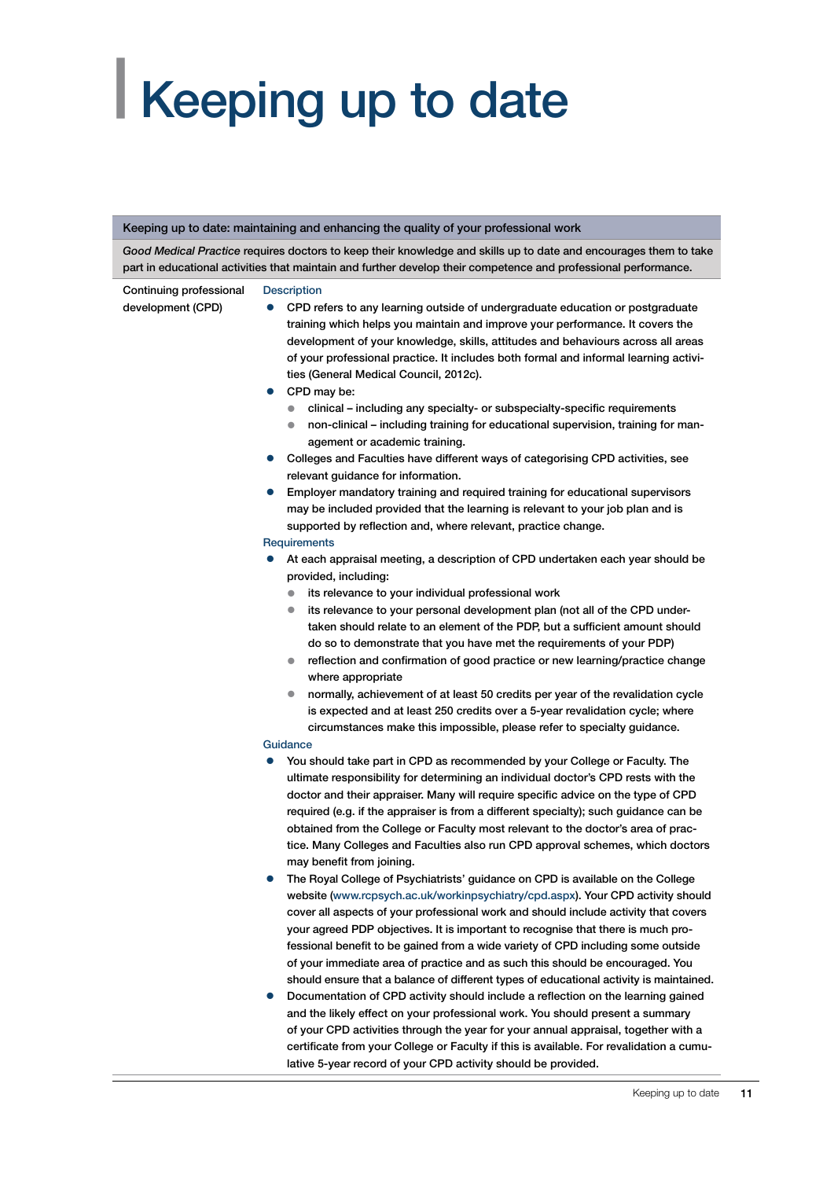# Keeping up to date

| Keeping up to date: maintaining and enhancing the quality of your professional work | |
|---|---|
| *Good Medical Practice* requires doctors to keep their knowledge and skills up to date and encourages them to take part in educational activities that maintain and further develop their competence and professional performance. | |
| Continuing professional development (CPD) | **Description**<br>● CPD refers to any learning outside of undergraduate education or postgraduate training which helps you maintain and improve your performance. It covers the development of your knowledge, skills, attitudes and behaviours across all areas of your professional practice. It includes both formal and informal learning activities (General Medical Council, 2012c).<br>● CPD may be:<br>  ○ clinical – including any specialty- or subspecialty-specific requirements<br>  ○ non-clinical – including training for educational supervision, training for management or academic training.<br>● Colleges and Faculties have different ways of categorising CPD activities, see relevant guidance for information.<br>● Employer mandatory training and required training for educational supervisors may be included provided that the learning is relevant to your job plan and is supported by reflection and, where relevant, practice change.<br>**Requirements**<br>● At each appraisal meeting, a description of CPD undertaken each year should be provided, including:<br>  ○ its relevance to your individual professional work<br>  ○ its relevance to your personal development plan (not all of the CPD undertaken should relate to an element of the PDP, but a sufficient amount should do so to demonstrate that you have met the requirements of your PDP)<br>  ○ reflection and confirmation of good practice or new learning/practice change where appropriate<br>  ○ normally, achievement of at least 50 credits per year of the revalidation cycle is expected and at least 250 credits over a 5-year revalidation cycle; where circumstances make this impossible, please refer to specialty guidance.<br>**Guidance**<br>● You should take part in CPD as recommended by your College or Faculty. The ultimate responsibility for determining an individual doctor's CPD rests with the doctor and their appraiser. Many will require specific advice on the type of CPD required (e.g. if the appraiser is from a different specialty); such guidance can be obtained from the College or Faculty most relevant to the doctor's area of practice. Many Colleges and Faculties also run CPD approval schemes, which doctors may benefit from joining.<br>● The Royal College of Psychiatrists' guidance on CPD is available on the College website (www.rcpsych.ac.uk/workinpsychiatry/cpd.aspx). Your CPD activity should cover all aspects of your professional work and should include activity that covers your agreed PDP objectives. It is important to recognise that there is much professional benefit to be gained from a wide variety of CPD including some outside of your immediate area of practice and as such this should be encouraged. You should ensure that a balance of different types of educational activity is maintained.<br>● Documentation of CPD activity should include a reflection on the learning gained and the likely effect on your professional work. You should present a summary of your CPD activities through the year for your annual appraisal, together with a certificate from your College or Faculty if this is available. For revalidation a cumulative 5-year record of your CPD activity should be provided. |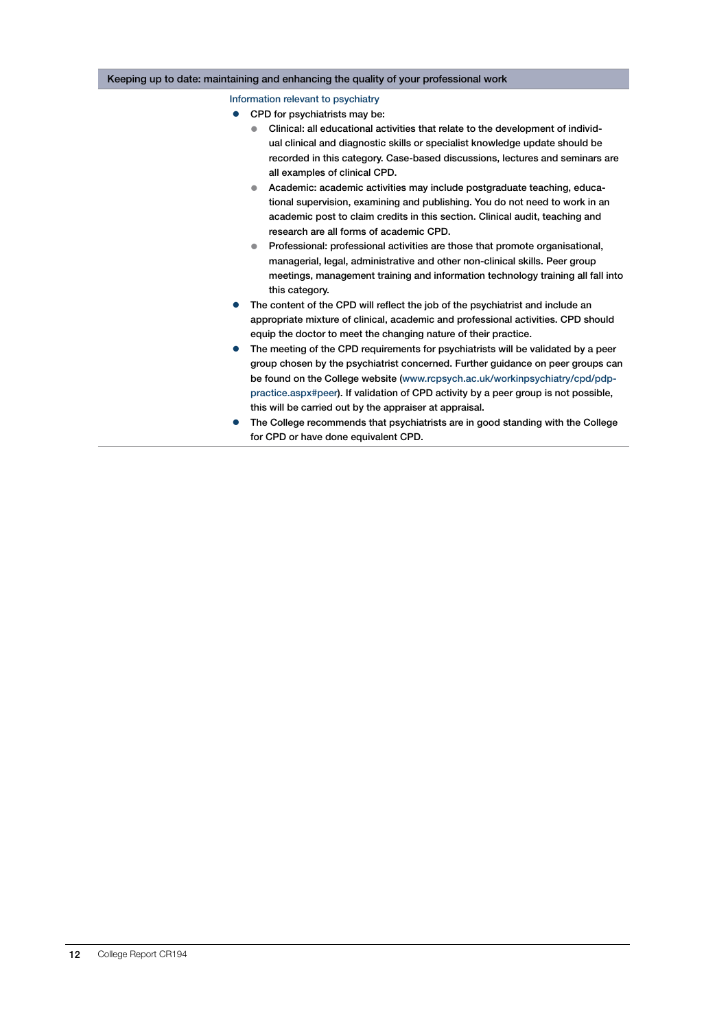## Keeping up to date: maintaining and enhancing the quality of your professional work

### Information relevant to psychiatry

- CPD for psychiatrists may be:
  - Clinical: all educational activities that relate to the development of individual clinical and diagnostic skills or specialist knowledge update should be recorded in this category. Case-based discussions, lectures and seminars are all examples of clinical CPD.
  - Academic: academic activities may include postgraduate teaching, educational supervision, examining and publishing. You do not need to work in an academic post to claim credits in this section. Clinical audit, teaching and research are all forms of academic CPD.
  - Professional: professional activities are those that promote organisational, managerial, legal, administrative and other non-clinical skills. Peer group meetings, management training and information technology training all fall into this category.
- The content of the CPD will reflect the job of the psychiatrist and include an appropriate mixture of clinical, academic and professional activities. CPD should equip the doctor to meet the changing nature of their practice.
- The meeting of the CPD requirements for psychiatrists will be validated by a peer group chosen by the psychiatrist concerned. Further guidance on peer groups can be found on the College website (www.rcpsych.ac.uk/workinpsychiatry/cpd/pdp-practice.aspx#peer). If validation of CPD activity by a peer group is not possible, this will be carried out by the appraiser at appraisal.
- The College recommends that psychiatrists are in good standing with the College for CPD or have done equivalent CPD.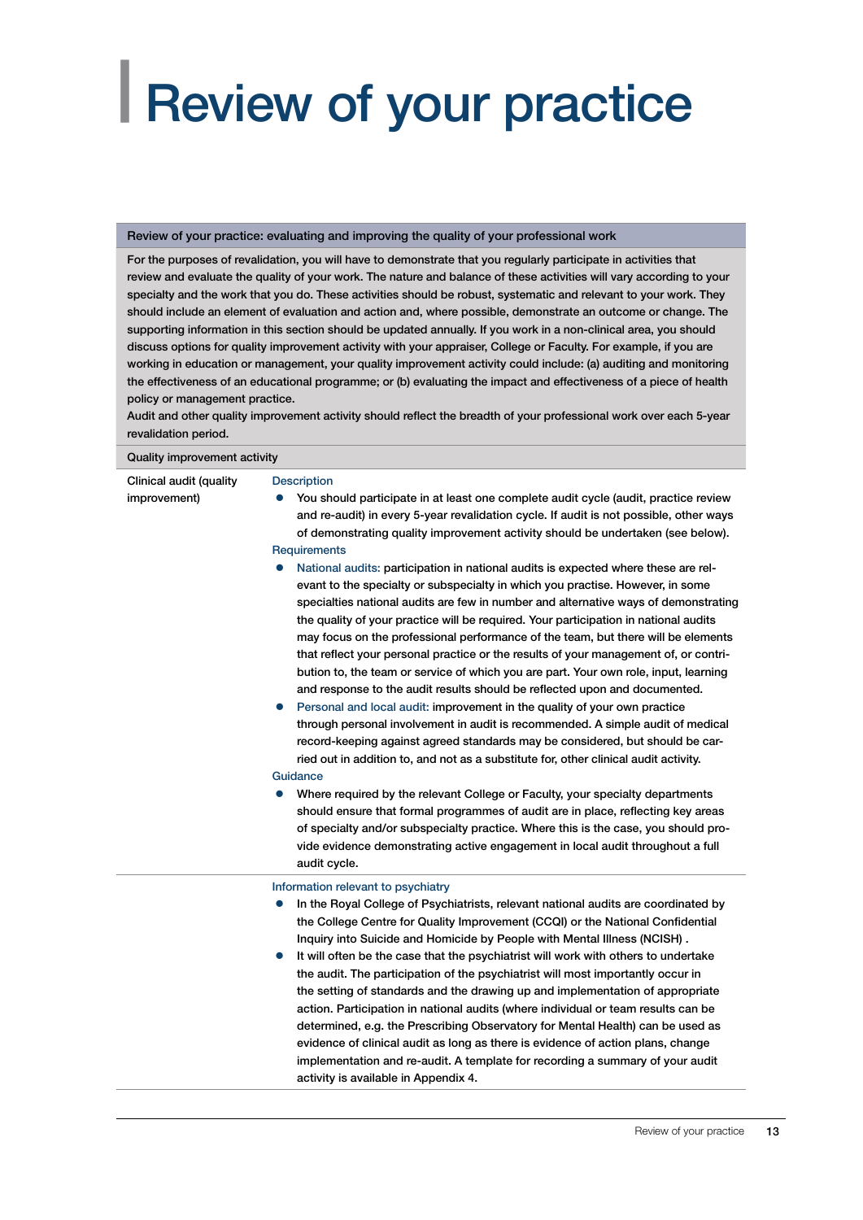# Review of your practice

| Review of your practice: evaluating and improving the quality of your professional work | |
|---|---|
| For the purposes of revalidation, you will have to demonstrate that you regularly participate in activities that review and evaluate the quality of your work. The nature and balance of these activities will vary according to your specialty and the work that you do. These activities should be robust, systematic and relevant to your work. They should include an element of evaluation and action and, where possible, demonstrate an outcome or change. The supporting information in this section should be updated annually. If you work in a non-clinical area, you should discuss options for quality improvement activity with your appraiser, College or Faculty. For example, if you are working in education or management, your quality improvement activity could include: (a) auditing and monitoring the effectiveness of an educational programme; or (b) evaluating the impact and effectiveness of a piece of health policy or management practice.<br>Audit and other quality improvement activity should reflect the breadth of your professional work over each 5-year revalidation period. | |
| Quality improvement activity | |
| Clinical audit (quality improvement) | **Description**<br>• You should participate in at least one complete audit cycle (audit, practice review and re-audit) in every 5-year revalidation cycle. If audit is not possible, other ways of demonstrating quality improvement activity should be undertaken (see below).<br>**Requirements**<br>• National audits: participation in national audits is expected where these are relevant to the specialty or subspecialty in which you practise. However, in some specialties national audits are few in number and alternative ways of demonstrating the quality of your practice will be required. Your participation in national audits may focus on the professional performance of the team, but there will be elements that reflect your personal practice or the results of your management of, or contribution to, the team or service of which you are part. Your own role, input, learning and response to the audit results should be reflected upon and documented.<br>• Personal and local audit: improvement in the quality of your own practice through personal involvement in audit is recommended. A simple audit of medical record-keeping against agreed standards may be considered, but should be carried out in addition to, and not as a substitute for, other clinical audit activity.<br>**Guidance**<br>• Where required by the relevant College or Faculty, your specialty departments should ensure that formal programmes of audit are in place, reflecting key areas of specialty and/or subspecialty practice. Where this is the case, you should provide evidence demonstrating active engagement in local audit throughout a full audit cycle. |
| | **Information relevant to psychiatry**<br>• In the Royal College of Psychiatrists, relevant national audits are coordinated by the College Centre for Quality Improvement (CCQI) or the National Confidential Inquiry into Suicide and Homicide by People with Mental Illness (NCISH) .<br>• It will often be the case that the psychiatrist will work with others to undertake the audit. The participation of the psychiatrist will most importantly occur in the setting of standards and the drawing up and implementation of appropriate action. Participation in national audits (where individual or team results can be determined, e.g. the Prescribing Observatory for Mental Health) can be used as evidence of clinical audit as long as there is evidence of action plans, change implementation and re-audit. A template for recording a summary of your audit activity is available in Appendix 4. |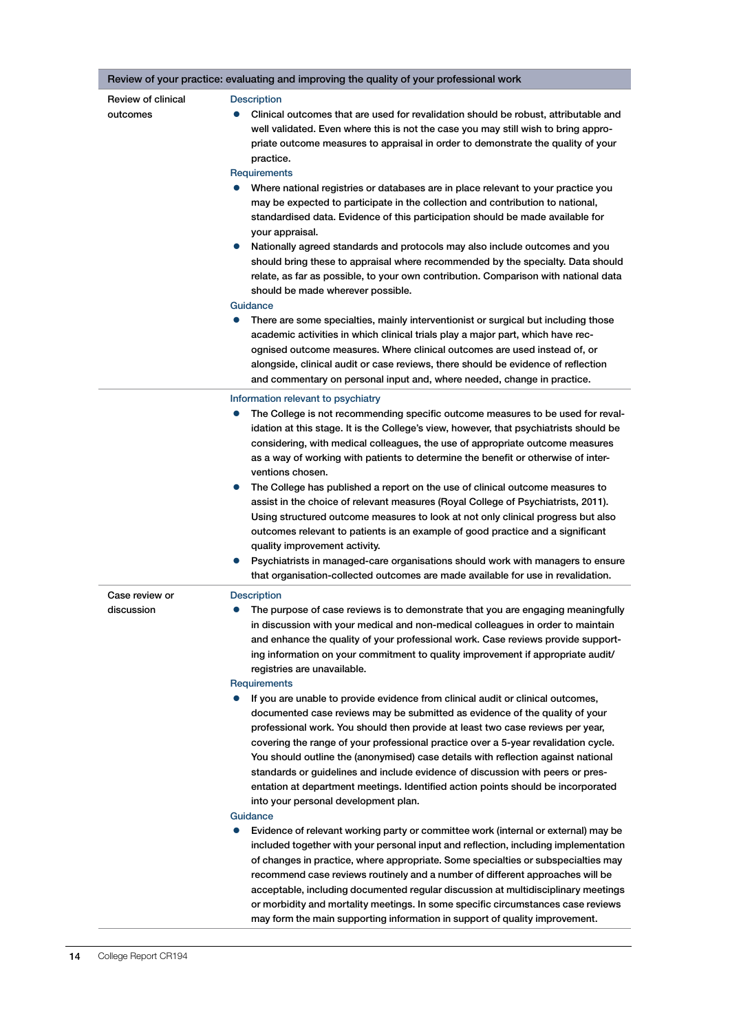| Review of your practice: evaluating and improving the quality of your professional work | |
|---|---|
| Review of clinical outcomes | **Description**<br>● Clinical outcomes that are used for revalidation should be robust, attributable and well validated. Even where this is not the case you may still wish to bring appropriate outcome measures to appraisal in order to demonstrate the quality of your practice.<br>**Requirements**<br>● Where national registries or databases are in place relevant to your practice you may be expected to participate in the collection and contribution to national, standardised data. Evidence of this participation should be made available for your appraisal.<br>● Nationally agreed standards and protocols may also include outcomes and you should bring these to appraisal where recommended by the specialty. Data should relate, as far as possible, to your own contribution. Comparison with national data should be made wherever possible.<br>**Guidance**<br>● There are some specialties, mainly interventionist or surgical but including those academic activities in which clinical trials play a major part, which have recognised outcome measures. Where clinical outcomes are used instead of, or alongside, clinical audit or case reviews, there should be evidence of reflection and commentary on personal input and, where needed, change in practice. |
| | **Information relevant to psychiatry**<br>● The College is not recommending specific outcome measures to be used for revalidation at this stage. It is the College's view, however, that psychiatrists should be considering, with medical colleagues, the use of appropriate outcome measures as a way of working with patients to determine the benefit or otherwise of interventions chosen.<br>● The College has published a report on the use of clinical outcome measures to assist in the choice of relevant measures (Royal College of Psychiatrists, 2011). Using structured outcome measures to look at not only clinical progress but also outcomes relevant to patients is an example of good practice and a significant quality improvement activity.<br>● Psychiatrists in managed-care organisations should work with managers to ensure that organisation-collected outcomes are made available for use in revalidation. |
| Case review or discussion | **Description**<br>● The purpose of case reviews is to demonstrate that you are engaging meaningfully in discussion with your medical and non-medical colleagues in order to maintain and enhance the quality of your professional work. Case reviews provide supporting information on your commitment to quality improvement if appropriate audit/registries are unavailable.<br>**Requirements**<br>● If you are unable to provide evidence from clinical audit or clinical outcomes, documented case reviews may be submitted as evidence of the quality of your professional work. You should then provide at least two case reviews per year, covering the range of your professional practice over a 5-year revalidation cycle. You should outline the (anonymised) case details with reflection against national standards or guidelines and include evidence of discussion with peers or presentation at department meetings. Identified action points should be incorporated into your personal development plan.<br>**Guidance**<br>● Evidence of relevant working party or committee work (internal or external) may be included together with your personal input and reflection, including implementation of changes in practice, where appropriate. Some specialties or subspecialties may recommend case reviews routinely and a number of different approaches will be acceptable, including documented regular discussion at multidisciplinary meetings or morbidity and mortality meetings. In some specific circumstances case reviews may form the main supporting information in support of quality improvement. |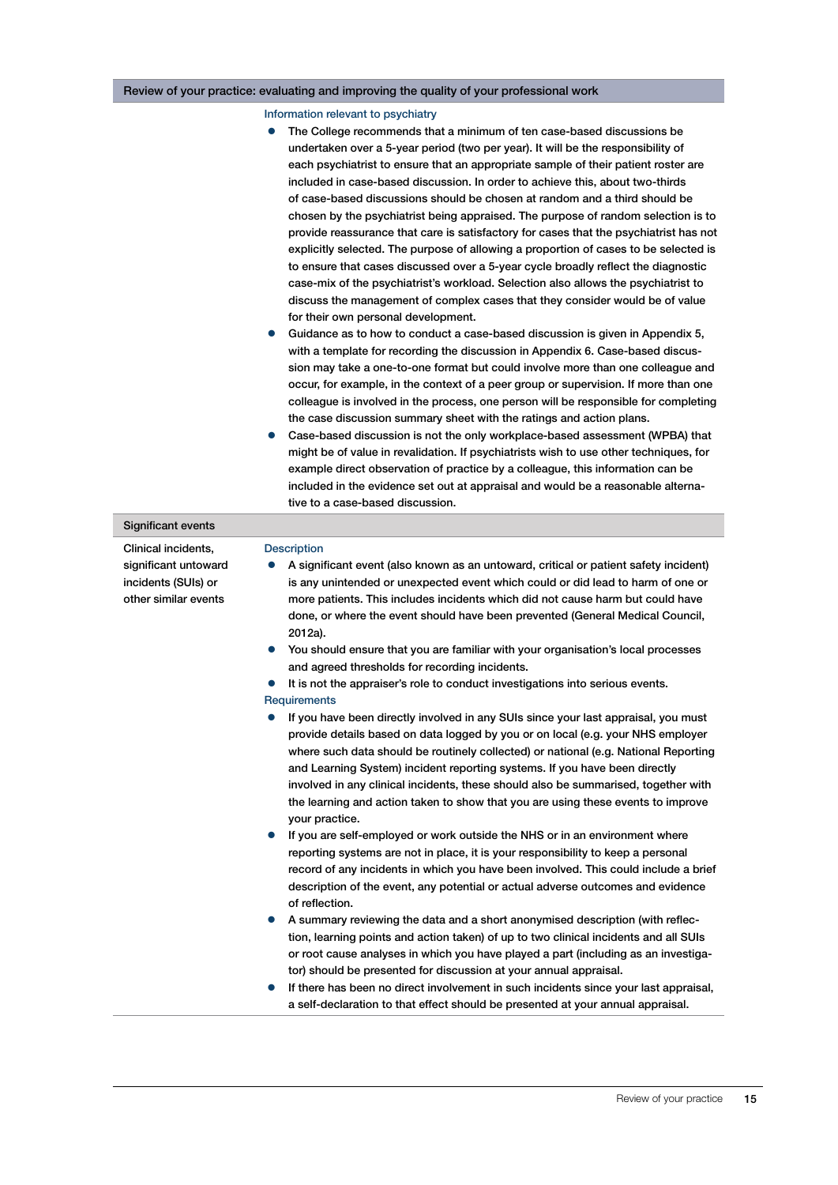| Review of your practice: evaluating and improving the quality of your professional work | |
|---|---|
| | **Information relevant to psychiatry**<br>• The College recommends that a minimum of ten case-based discussions be undertaken over a 5-year period (two per year). It will be the responsibility of each psychiatrist to ensure that an appropriate sample of their patient roster are included in case-based discussion. In order to achieve this, about two-thirds of case-based discussions should be chosen at random and a third should be chosen by the psychiatrist being appraised. The purpose of random selection is to provide reassurance that care is satisfactory for cases that the psychiatrist has not explicitly selected. The purpose of allowing a proportion of cases to be selected is to ensure that cases discussed over a 5-year cycle broadly reflect the diagnostic case-mix of the psychiatrist's workload. Selection also allows the psychiatrist to discuss the management of complex cases that they consider would be of value for their own personal development.<br>• Guidance as to how to conduct a case-based discussion is given in Appendix 5, with a template for recording the discussion in Appendix 6. Case-based discussion may take a one-to-one format but could involve more than one colleague and occur, for example, in the context of a peer group or supervision. If more than one colleague is involved in the process, one person will be responsible for completing the case discussion summary sheet with the ratings and action plans.<br>• Case-based discussion is not the only workplace-based assessment (WPBA) that might be of value in revalidation. If psychiatrists wish to use other techniques, for example direct observation of practice by a colleague, this information can be included in the evidence set out at appraisal and would be a reasonable alternative to a case-based discussion. |
| **Significant events** | |
| Clinical incidents, significant untoward incidents (SUIs) or other similar events | **Description**<br>• A significant event (also known as an untoward, critical or patient safety incident) is any unintended or unexpected event which could or did lead to harm of one or more patients. This includes incidents which did not cause harm but could have done, or where the event should have been prevented (General Medical Council, 2012a).<br>• You should ensure that you are familiar with your organisation's local processes and agreed thresholds for recording incidents.<br>• It is not the appraiser's role to conduct investigations into serious events.<br>**Requirements**<br>• If you have been directly involved in any SUIs since your last appraisal, you must provide details based on data logged by you or on local (e.g. your NHS employer where such data should be routinely collected) or national (e.g. National Reporting and Learning System) incident reporting systems. If you have been directly involved in any clinical incidents, these should also be summarised, together with the learning and action taken to show that you are using these events to improve your practice.<br>• If you are self-employed or work outside the NHS or in an environment where reporting systems are not in place, it is your responsibility to keep a personal record of any incidents in which you have been involved. This could include a brief description of the event, any potential or actual adverse outcomes and evidence of reflection.<br>• A summary reviewing the data and a short anonymised description (with reflection, learning points and action taken) of up to two clinical incidents and all SUIs or root cause analyses in which you have played a part (including as an investigator) should be presented for discussion at your annual appraisal.<br>• If there has been no direct involvement in such incidents since your last appraisal, a self-declaration to that effect should be presented at your annual appraisal. |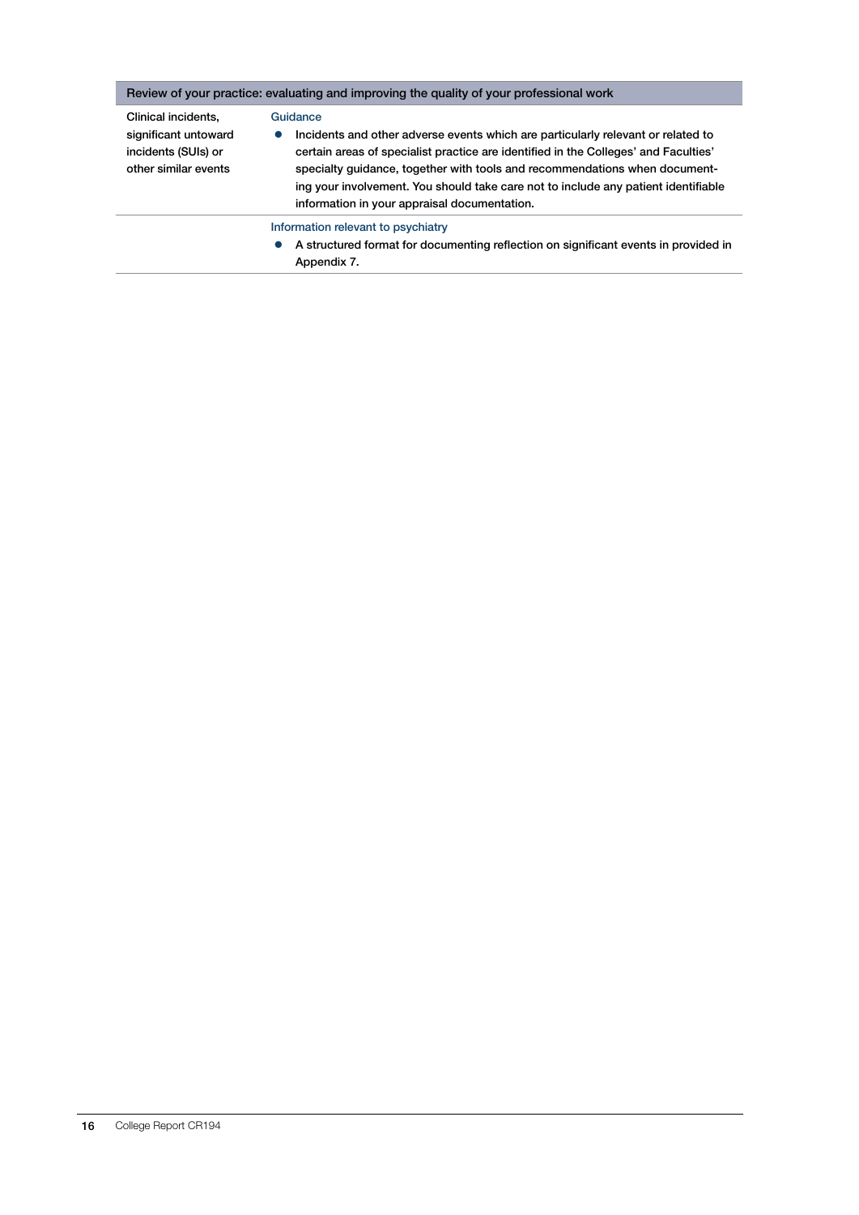| Review of your practice: evaluating and improving the quality of your professional work | |
|---|---|
| Clinical incidents, significant untoward incidents (SUIs) or other similar events | Guidance<br>• Incidents and other adverse events which are particularly relevant or related to certain areas of specialist practice are identified in the Colleges' and Faculties' specialty guidance, together with tools and recommendations when documenting your involvement. You should take care not to include any patient identifiable information in your appraisal documentation. |
| | Information relevant to psychiatry<br>• A structured format for documenting reflection on significant events in provided in Appendix 7. |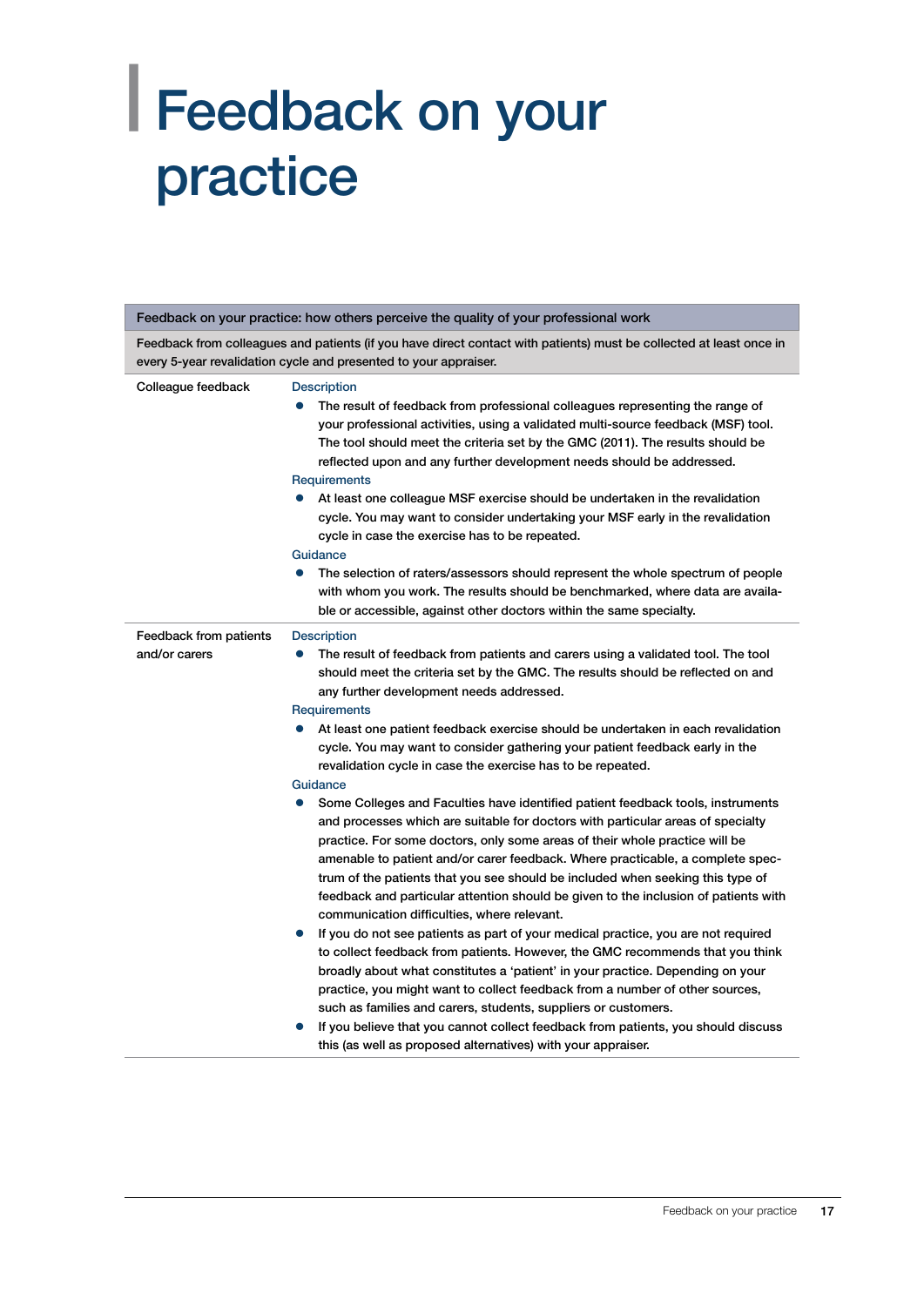# Feedback on your practice

| Feedback on your practice: how others perceive the quality of your professional work | |
|---|---|
| Feedback from colleagues and patients (if you have direct contact with patients) must be collected at least once in every 5-year revalidation cycle and presented to your appraiser. | |
| Colleague feedback | **Description**<br>• The result of feedback from professional colleagues representing the range of your professional activities, using a validated multi-source feedback (MSF) tool. The tool should meet the criteria set by the GMC (2011). The results should be reflected upon and any further development needs should be addressed.<br>**Requirements**<br>• At least one colleague MSF exercise should be undertaken in the revalidation cycle. You may want to consider undertaking your MSF early in the revalidation cycle in case the exercise has to be repeated.<br>**Guidance**<br>• The selection of raters/assessors should represent the whole spectrum of people with whom you work. The results should be benchmarked, where data are available or accessible, against other doctors within the same specialty. |
| Feedback from patients and/or carers | **Description**<br>• The result of feedback from patients and carers using a validated tool. The tool should meet the criteria set by the GMC. The results should be reflected on and any further development needs addressed.<br>**Requirements**<br>• At least one patient feedback exercise should be undertaken in each revalidation cycle. You may want to consider gathering your patient feedback early in the revalidation cycle in case the exercise has to be repeated.<br>**Guidance**<br>• Some Colleges and Faculties have identified patient feedback tools, instruments and processes which are suitable for doctors with particular areas of specialty practice. For some doctors, only some areas of their whole practice will be amenable to patient and/or carer feedback. Where practicable, a complete spectrum of the patients that you see should be included when seeking this type of feedback and particular attention should be given to the inclusion of patients with communication difficulties, where relevant.<br>• If you do not see patients as part of your medical practice, you are not required to collect feedback from patients. However, the GMC recommends that you think broadly about what constitutes a 'patient' in your practice. Depending on your practice, you might want to collect feedback from a number of other sources, such as families and carers, students, suppliers or customers.<br>• If you believe that you cannot collect feedback from patients, you should discuss this (as well as proposed alternatives) with your appraiser. |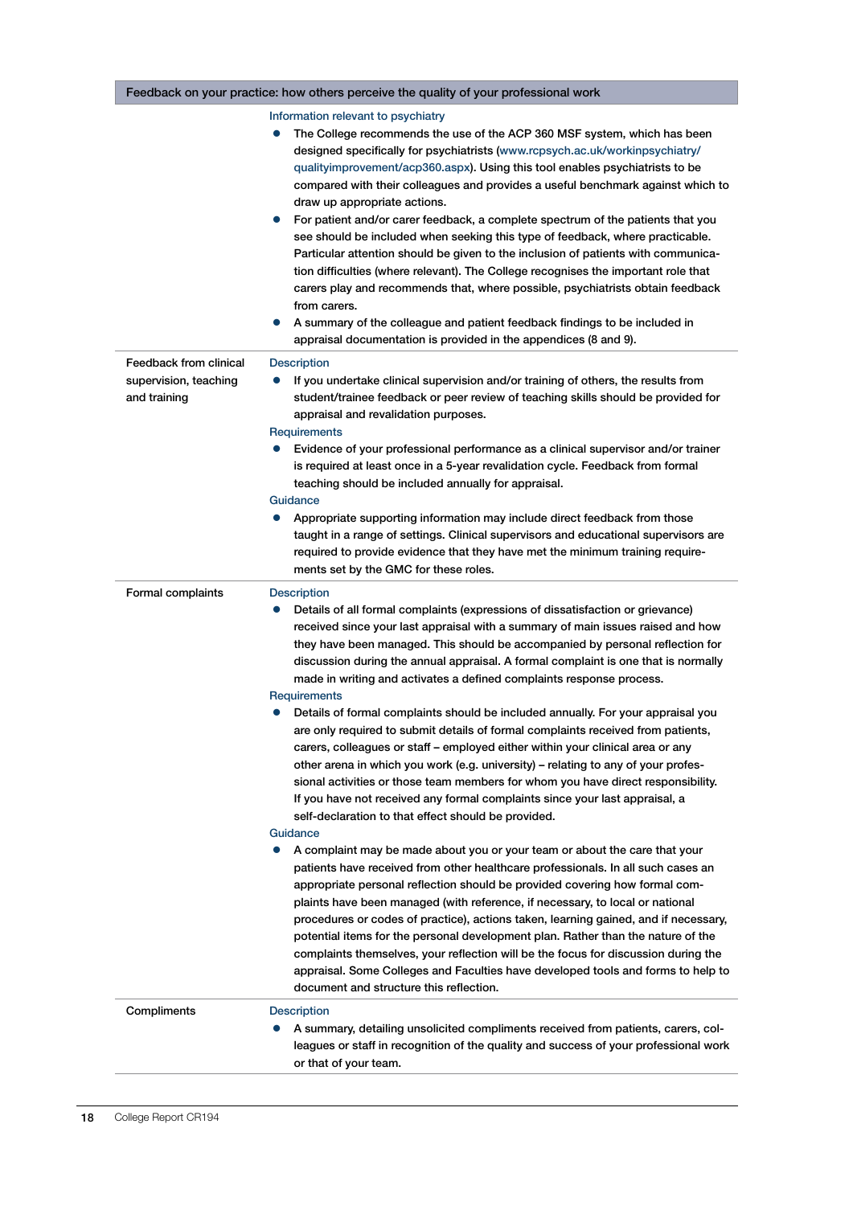| Feedback on your practice: how others perceive the quality of your professional work | |
|---|---|
| | Information relevant to psychiatry<br>• The College recommends the use of the ACP 360 MSF system, which has been designed specifically for psychiatrists (www.rcpsych.ac.uk/workinpsychiatry/qualityimprovement/acp360.aspx). Using this tool enables psychiatrists to be compared with their colleagues and provides a useful benchmark against which to draw up appropriate actions.<br>• For patient and/or carer feedback, a complete spectrum of the patients that you see should be included when seeking this type of feedback, where practicable. Particular attention should be given to the inclusion of patients with communication difficulties (where relevant). The College recognises the important role that carers play and recommends that, where possible, psychiatrists obtain feedback from carers.<br>• A summary of the colleague and patient feedback findings to be included in appraisal documentation is provided in the appendices (8 and 9). |
| Feedback from clinical supervision, teaching and training | Description<br>• If you undertake clinical supervision and/or training of others, the results from student/trainee feedback or peer review of teaching skills should be provided for appraisal and revalidation purposes.<br>Requirements<br>• Evidence of your professional performance as a clinical supervisor and/or trainer is required at least once in a 5-year revalidation cycle. Feedback from formal teaching should be included annually for appraisal.<br>Guidance<br>• Appropriate supporting information may include direct feedback from those taught in a range of settings. Clinical supervisors and educational supervisors are required to provide evidence that they have met the minimum training requirements set by the GMC for these roles. |
| Formal complaints | Description<br>• Details of all formal complaints (expressions of dissatisfaction or grievance) received since your last appraisal with a summary of main issues raised and how they have been managed. This should be accompanied by personal reflection for discussion during the annual appraisal. A formal complaint is one that is normally made in writing and activates a defined complaints response process.<br>Requirements<br>• Details of formal complaints should be included annually. For your appraisal you are only required to submit details of formal complaints received from patients, carers, colleagues or staff – employed either within your clinical area or any other arena in which you work (e.g. university) – relating to any of your professional activities or those team members for whom you have direct responsibility. If you have not received any formal complaints since your last appraisal, a self-declaration to that effect should be provided.<br>Guidance<br>• A complaint may be made about you or your team or about the care that your patients have received from other healthcare professionals. In all such cases an appropriate personal reflection should be provided covering how formal complaints have been managed (with reference, if necessary, to local or national procedures or codes of practice), actions taken, learning gained, and if necessary, potential items for the personal development plan. Rather than the nature of the complaints themselves, your reflection will be the focus for discussion during the appraisal. Some Colleges and Faculties have developed tools and forms to help to document and structure this reflection. |
| Compliments | Description<br>• A summary, detailing unsolicited compliments received from patients, carers, colleagues or staff in recognition of the quality and success of your professional work or that of your team. |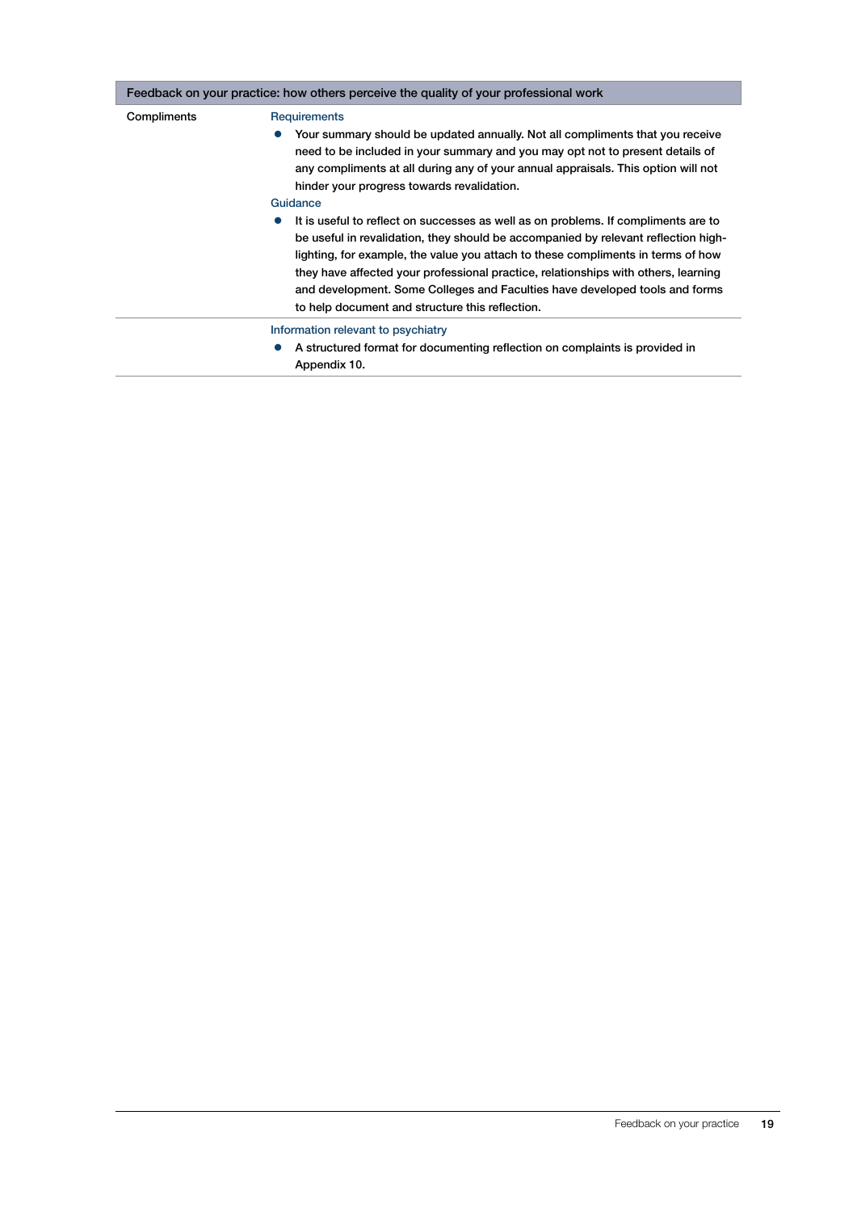| Feedback on your practice: how others perceive the quality of your professional work | |
|---|---|
| Compliments | Requirements<br>● Your summary should be updated annually. Not all compliments that you receive need to be included in your summary and you may opt not to present details of any compliments at all during any of your annual appraisals. This option will not hinder your progress towards revalidation.<br>Guidance<br>● It is useful to reflect on successes as well as on problems. If compliments are to be useful in revalidation, they should be accompanied by relevant reflection highlighting, for example, the value you attach to these compliments in terms of how they have affected your professional practice, relationships with others, learning and development. Some Colleges and Faculties have developed tools and forms to help document and structure this reflection. |
| | Information relevant to psychiatry<br>● A structured format for documenting reflection on complaints is provided in Appendix 10. |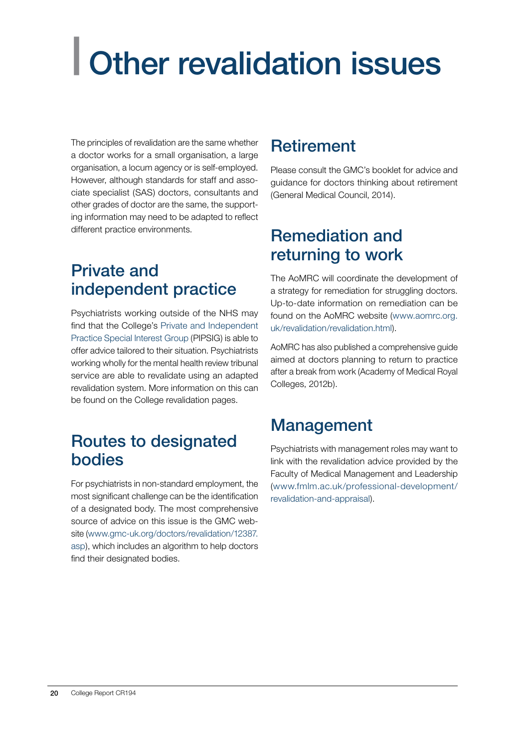# Other revalidation issues

The principles of revalidation are the same whether a doctor works for a small organisation, a large organisation, a locum agency or is self-employed. However, although standards for staff and associate specialist (SAS) doctors, consultants and other grades of doctor are the same, the supporting information may need to be adapted to reflect different practice environments.

## Private and independent practice

Psychiatrists working outside of the NHS may find that the College's Private and Independent Practice Special Interest Group (PIPSIG) is able to offer advice tailored to their situation. Psychiatrists working wholly for the mental health review tribunal service are able to revalidate using an adapted revalidation system. More information on this can be found on the College revalidation pages.

## Routes to designated bodies

For psychiatrists in non-standard employment, the most significant challenge can be the identification of a designated body. The most comprehensive source of advice on this issue is the GMC website (www.gmc-uk.org/doctors/revalidation/12387.asp), which includes an algorithm to help doctors find their designated bodies.

## Retirement

Please consult the GMC's booklet for advice and guidance for doctors thinking about retirement (General Medical Council, 2014).

## Remediation and returning to work

The AoMRC will coordinate the development of a strategy for remediation for struggling doctors. Up-to-date information on remediation can be found on the AoMRC website (www.aomrc.org.uk/revalidation/revalidation.html).

AoMRC has also published a comprehensive guide aimed at doctors planning to return to practice after a break from work (Academy of Medical Royal Colleges, 2012b).

## Management

Psychiatrists with management roles may want to link with the revalidation advice provided by the Faculty of Medical Management and Leadership (www.fmlm.ac.uk/professional-development/revalidation-and-appraisal).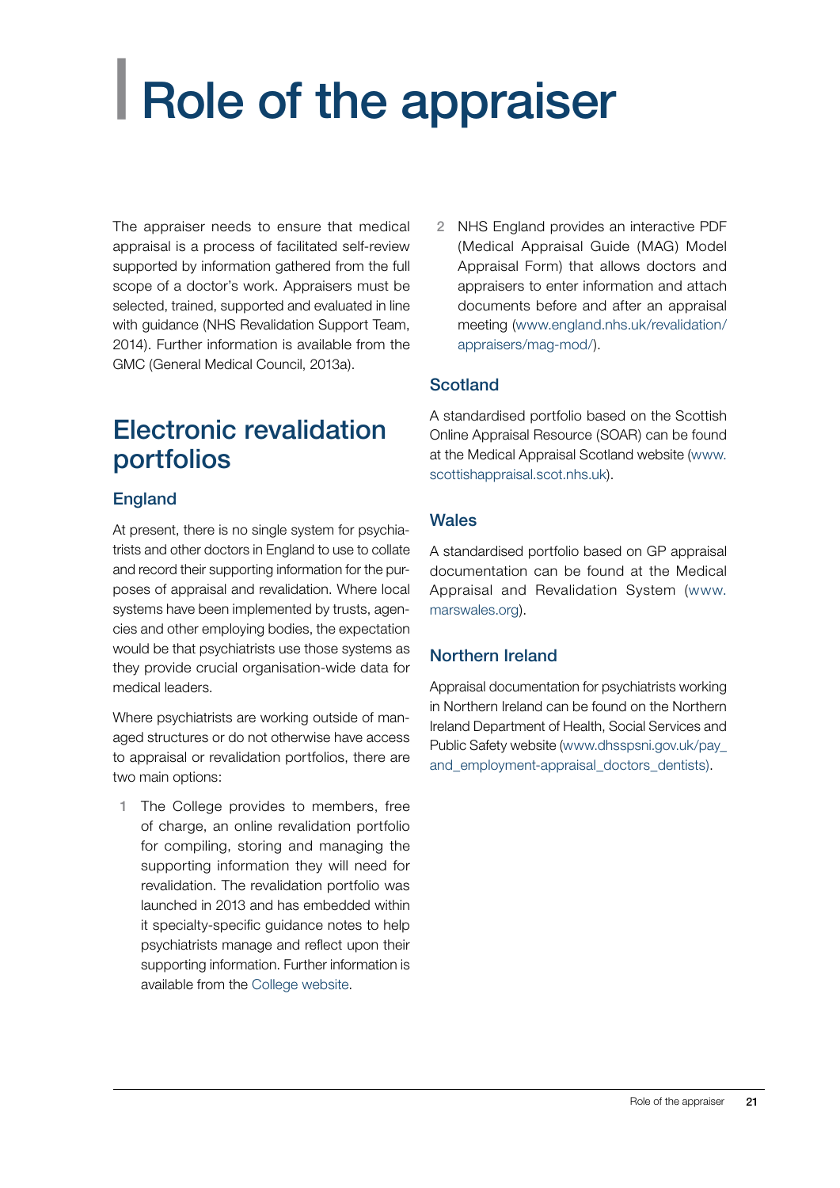# Role of the appraiser

The appraiser needs to ensure that medical appraisal is a process of facilitated self-review supported by information gathered from the full scope of a doctor's work. Appraisers must be selected, trained, supported and evaluated in line with guidance (NHS Revalidation Support Team, 2014). Further information is available from the GMC (General Medical Council, 2013a).

## Electronic revalidation portfolios

### England

At present, there is no single system for psychiatrists and other doctors in England to use to collate and record their supporting information for the purposes of appraisal and revalidation. Where local systems have been implemented by trusts, agencies and other employing bodies, the expectation would be that psychiatrists use those systems as they provide crucial organisation-wide data for medical leaders.

Where psychiatrists are working outside of managed structures or do not otherwise have access to appraisal or revalidation portfolios, there are two main options:

1. The College provides to members, free of charge, an online revalidation portfolio for compiling, storing and managing the supporting information they will need for revalidation. The revalidation portfolio was launched in 2013 and has embedded within it specialty-specific guidance notes to help psychiatrists manage and reflect upon their supporting information. Further information is available from the College website.
2. NHS England provides an interactive PDF (Medical Appraisal Guide (MAG) Model Appraisal Form) that allows doctors and appraisers to enter information and attach documents before and after an appraisal meeting (www.england.nhs.uk/revalidation/appraisers/mag-mod/).

### Scotland

A standardised portfolio based on the Scottish Online Appraisal Resource (SOAR) can be found at the Medical Appraisal Scotland website (www.scottishappraisal.scot.nhs.uk).

### Wales

A standardised portfolio based on GP appraisal documentation can be found at the Medical Appraisal and Revalidation System (www.marswales.org).

### Northern Ireland

Appraisal documentation for psychiatrists working in Northern Ireland can be found on the Northern Ireland Department of Health, Social Services and Public Safety website (www.dhsspsni.gov.uk/pay_and_employment-appraisal_doctors_dentists).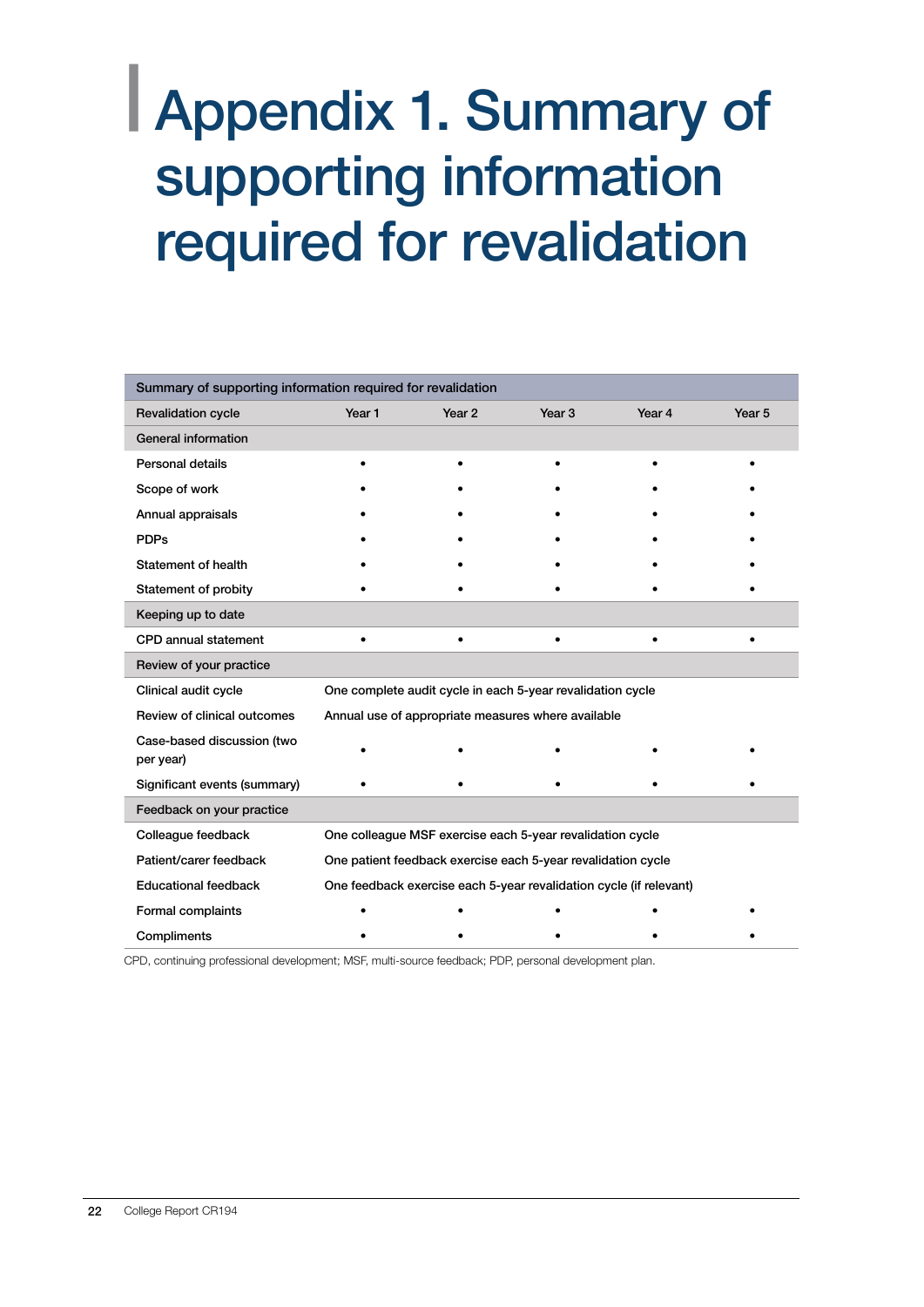# Appendix 1. Summary of supporting information required for revalidation

| Summary of supporting information required for revalidation | | | | | |
|---|---|---|---|---|---|
| Revalidation cycle | Year 1 | Year 2 | Year 3 | Year 4 | Year 5 |
| **General information** | | | | | |
| Personal details | • | • | • | • | • |
| Scope of work | • | • | • | • | • |
| Annual appraisals | • | • | • | • | • |
| PDPs | • | • | • | • | • |
| Statement of health | • | • | • | • | • |
| Statement of probity | • | • | • | • | • |
| **Keeping up to date** | | | | | |
| CPD annual statement | • | • | • | • | • |
| **Review of your practice** | | | | | |
| Clinical audit cycle | One complete audit cycle in each 5-year revalidation cycle | | | | |
| Review of clinical outcomes | Annual use of appropriate measures where available | | | | |
| Case-based discussion (two per year) | • | • | • | • | • |
| Significant events (summary) | • | • | • | • | • |
| **Feedback on your practice** | | | | | |
| Colleague feedback | One colleague MSF exercise each 5-year revalidation cycle | | | | |
| Patient/carer feedback | One patient feedback exercise each 5-year revalidation cycle | | | | |
| Educational feedback | One feedback exercise each 5-year revalidation cycle (if relevant) | | | | |
| Formal complaints | • | • | • | • | • |
| Compliments | • | • | • | • | • |

CPD, continuing professional development; MSF, multi-source feedback; PDP, personal development plan.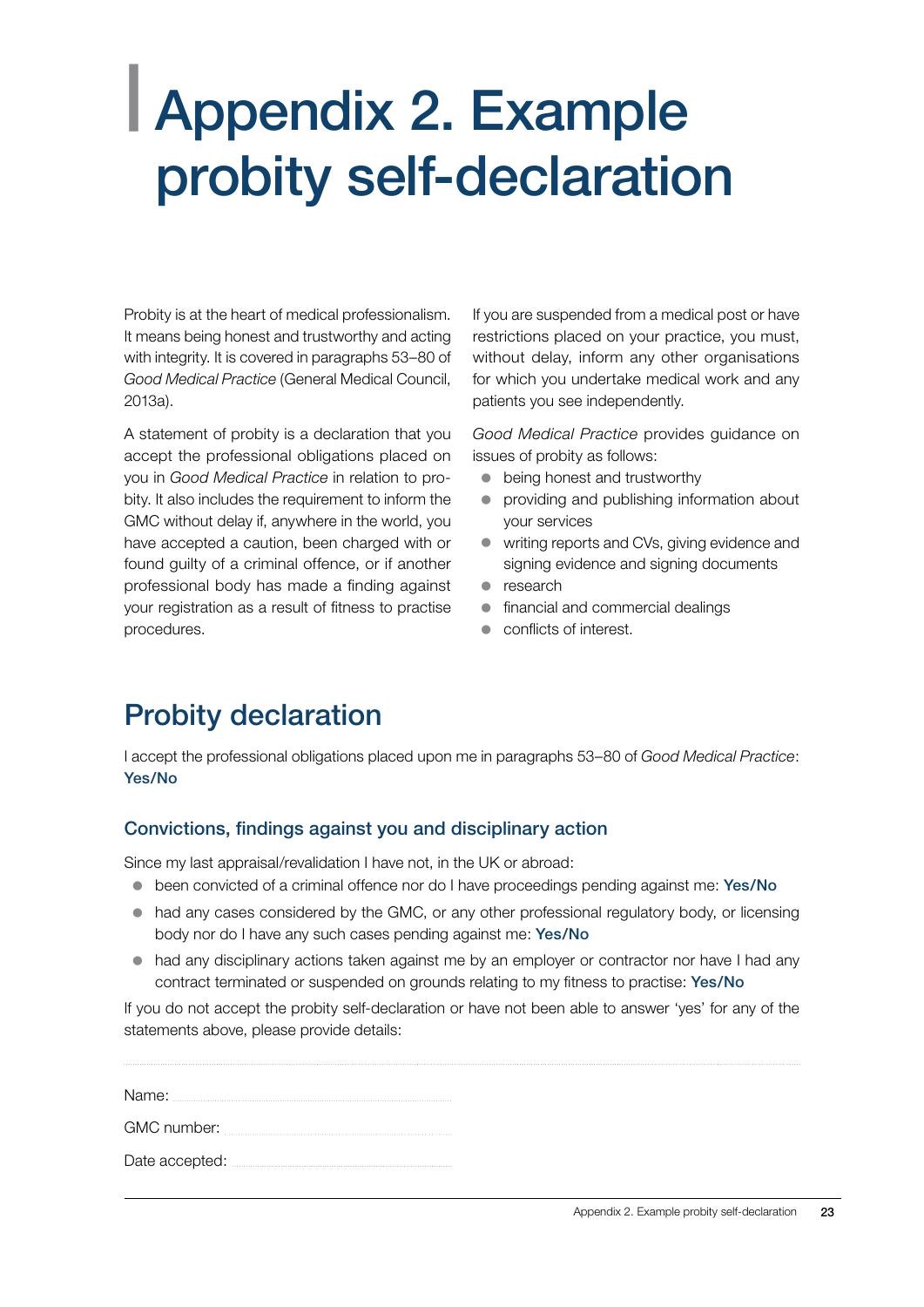# Appendix 2. Example probity self-declaration

Probity is at the heart of medical professionalism. It means being honest and trustworthy and acting with integrity. It is covered in paragraphs 53–80 of *Good Medical Practice* (General Medical Council, 2013a).

A statement of probity is a declaration that you accept the professional obligations placed on you in *Good Medical Practice* in relation to probity. It also includes the requirement to inform the GMC without delay if, anywhere in the world, you have accepted a caution, been charged with or found guilty of a criminal offence, or if another professional body has made a finding against your registration as a result of fitness to practise procedures.

If you are suspended from a medical post or have restrictions placed on your practice, you must, without delay, inform any other organisations for which you undertake medical work and any patients you see independently.

*Good Medical Practice* provides guidance on issues of probity as follows:

- being honest and trustworthy
- providing and publishing information about your services
- writing reports and CVs, giving evidence and signing evidence and signing documents
- research
- financial and commercial dealings
- conflicts of interest.

## Probity declaration

I accept the professional obligations placed upon me in paragraphs 53–80 of *Good Medical Practice*: **Yes/No**

### Convictions, findings against you and disciplinary action

Since my last appraisal/revalidation I have not, in the UK or abroad:

- been convicted of a criminal offence nor do I have proceedings pending against me: **Yes/No**
- had any cases considered by the GMC, or any other professional regulatory body, or licensing body nor do I have any such cases pending against me: **Yes/No**
- had any disciplinary actions taken against me by an employer or contractor nor have I had any contract terminated or suspended on grounds relating to my fitness to practise: **Yes/No**

If you do not accept the probity self-declaration or have not been able to answer 'yes' for any of the statements above, please provide details:

Name:

GMC number:

Date accepted: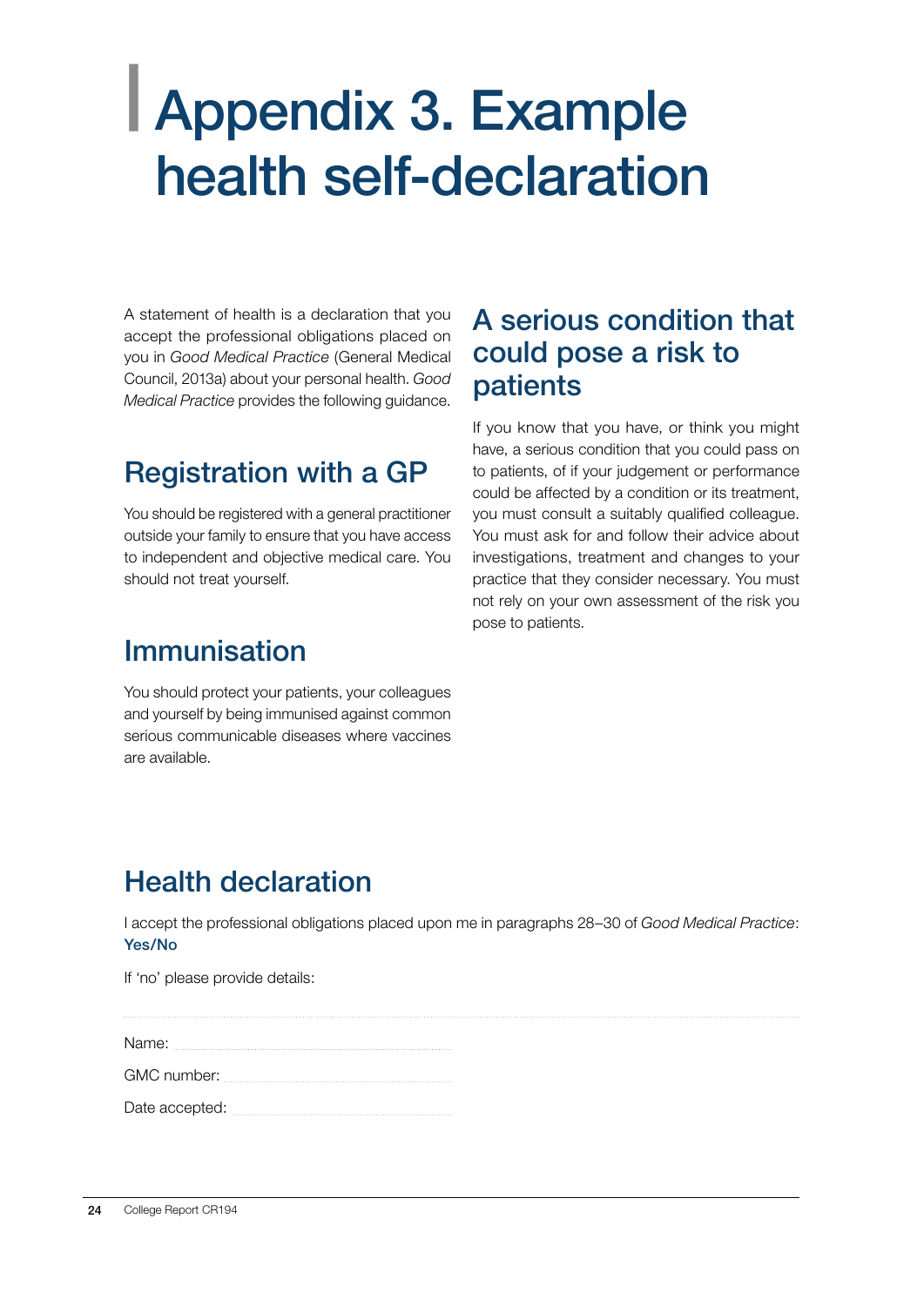# Appendix 3. Example health self-declaration

A statement of health is a declaration that you accept the professional obligations placed on you in *Good Medical Practice* (General Medical Council, 2013a) about your personal health. *Good Medical Practice* provides the following guidance.

## Registration with a GP

You should be registered with a general practitioner outside your family to ensure that you have access to independent and objective medical care. You should not treat yourself.

## Immunisation

You should protect your patients, your colleagues and yourself by being immunised against common serious communicable diseases where vaccines are available.

## A serious condition that could pose a risk to patients

If you know that you have, or think you might have, a serious condition that you could pass on to patients, of if your judgement or performance could be affected by a condition or its treatment, you must consult a suitably qualified colleague. You must ask for and follow their advice about investigations, treatment and changes to your practice that they consider necessary. You must not rely on your own assessment of the risk you pose to patients.

## Health declaration

I accept the professional obligations placed upon me in paragraphs 28–30 of *Good Medical Practice*: **Yes/No**

If 'no' please provide details:

Name:

GMC number:

Date accepted: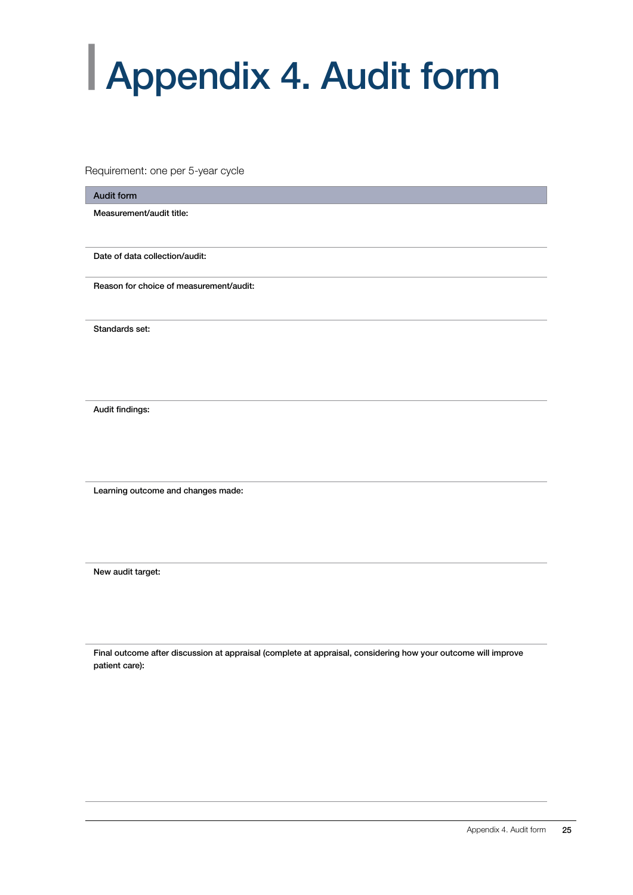# Appendix 4. Audit form

Requirement: one per 5-year cycle

| Audit form |
| --- |
| **Measurement/audit title:** |
| **Date of data collection/audit:** |
| **Reason for choice of measurement/audit:** |
| **Standards set:** |
| **Audit findings:** |
| **Learning outcome and changes made:** |
| **New audit target:** |
| **Final outcome after discussion at appraisal (complete at appraisal, considering how your outcome will improve patient care):** |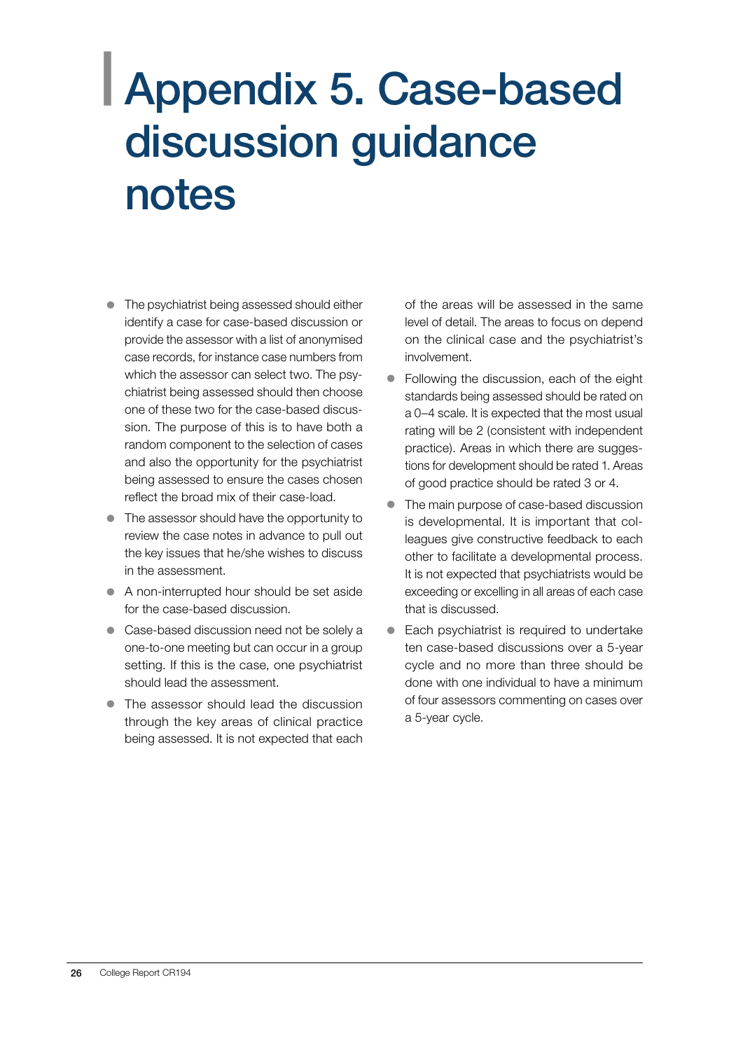# Appendix 5. Case-based discussion guidance notes

- The psychiatrist being assessed should either identify a case for case-based discussion or provide the assessor with a list of anonymised case records, for instance case numbers from which the assessor can select two. The psychiatrist being assessed should then choose one of these two for the case-based discussion. The purpose of this is to have both a random component to the selection of cases and also the opportunity for the psychiatrist being assessed to ensure the cases chosen reflect the broad mix of their case-load.
- The assessor should have the opportunity to review the case notes in advance to pull out the key issues that he/she wishes to discuss in the assessment.
- A non-interrupted hour should be set aside for the case-based discussion.
- Case-based discussion need not be solely a one-to-one meeting but can occur in a group setting. If this is the case, one psychiatrist should lead the assessment.
- The assessor should lead the discussion through the key areas of clinical practice being assessed. It is not expected that each of the areas will be assessed in the same level of detail. The areas to focus on depend on the clinical case and the psychiatrist's involvement.
- Following the discussion, each of the eight standards being assessed should be rated on a 0–4 scale. It is expected that the most usual rating will be 2 (consistent with independent practice). Areas in which there are suggestions for development should be rated 1. Areas of good practice should be rated 3 or 4.
- The main purpose of case-based discussion is developmental. It is important that colleagues give constructive feedback to each other to facilitate a developmental process. It is not expected that psychiatrists would be exceeding or excelling in all areas of each case that is discussed.
- Each psychiatrist is required to undertake ten case-based discussions over a 5-year cycle and no more than three should be done with one individual to have a minimum of four assessors commenting on cases over a 5-year cycle.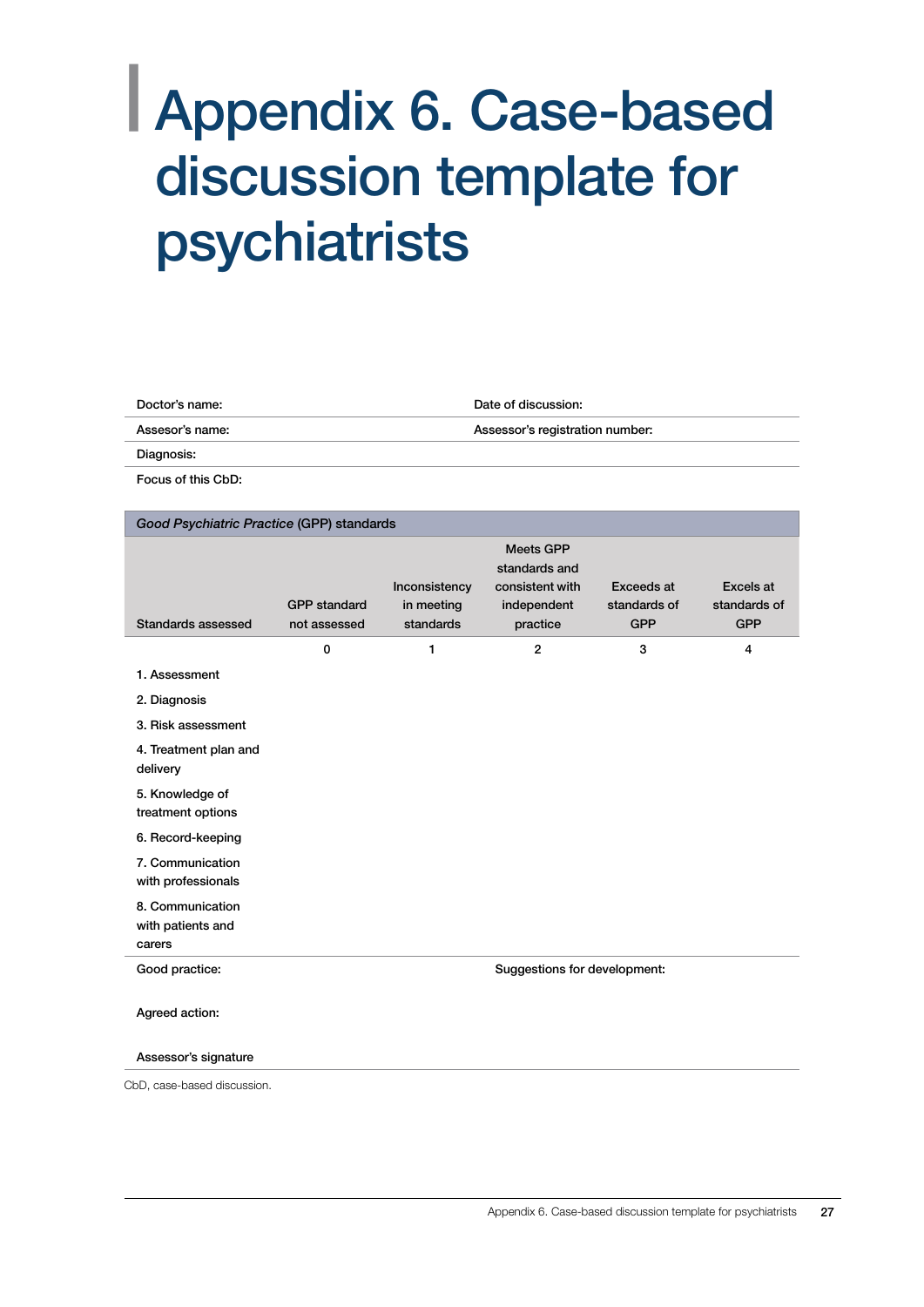# Appendix 6. Case-based discussion template for psychiatrists

| | |
|---|---|
| Doctor's name: | Date of discussion: |
| Assesor's name: | Assessor's registration number: |
| Diagnosis: | |
| Focus of this CbD: | |

| *Good Psychiatric Practice* (GPP) standards | | | | | |
|---|---|---|---|---|---|
| Standards assessed | GPP standard not assessed | Inconsistency in meeting standards | Meets GPP standards and consistent with independent practice | Exceeds at standards of GPP | Excels at standards of GPP |
| | 0 | 1 | 2 | 3 | 4 |
| 1. Assessment | | | | | |
| 2. Diagnosis | | | | | |
| 3. Risk assessment | | | | | |
| 4. Treatment plan and delivery | | | | | |
| 5. Knowledge of treatment options | | | | | |
| 6. Record-keeping | | | | | |
| 7. Communication with professionals | | | | | |
| 8. Communication with patients and carers | | | | | |

| | |
|---|---|
| Good practice: | Suggestions for development: |
| Agreed action: | |
| Assessor's signature | |

CbD, case-based discussion.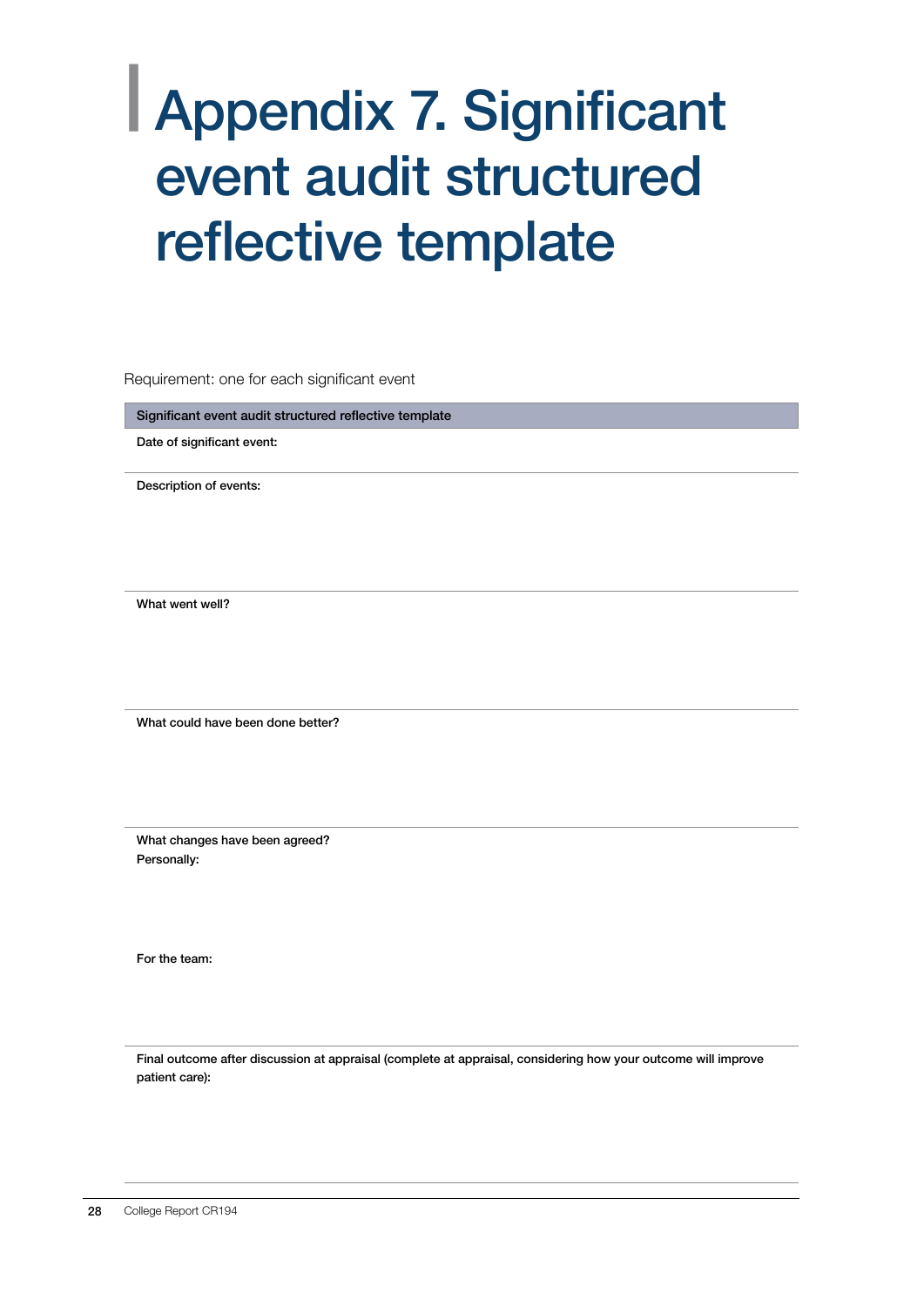# Appendix 7. Significant event audit structured reflective template

Requirement: one for each significant event

| Significant event audit structured reflective template |
|---|
| **Date of significant event:** |
| **Description of events:** |
| **What went well?** |
| **What could have been done better?** |
| **What changes have been agreed?**<br>**Personally:**<br><br>**For the team:** |
| **Final outcome after discussion at appraisal (complete at appraisal, considering how your outcome will improve patient care):** |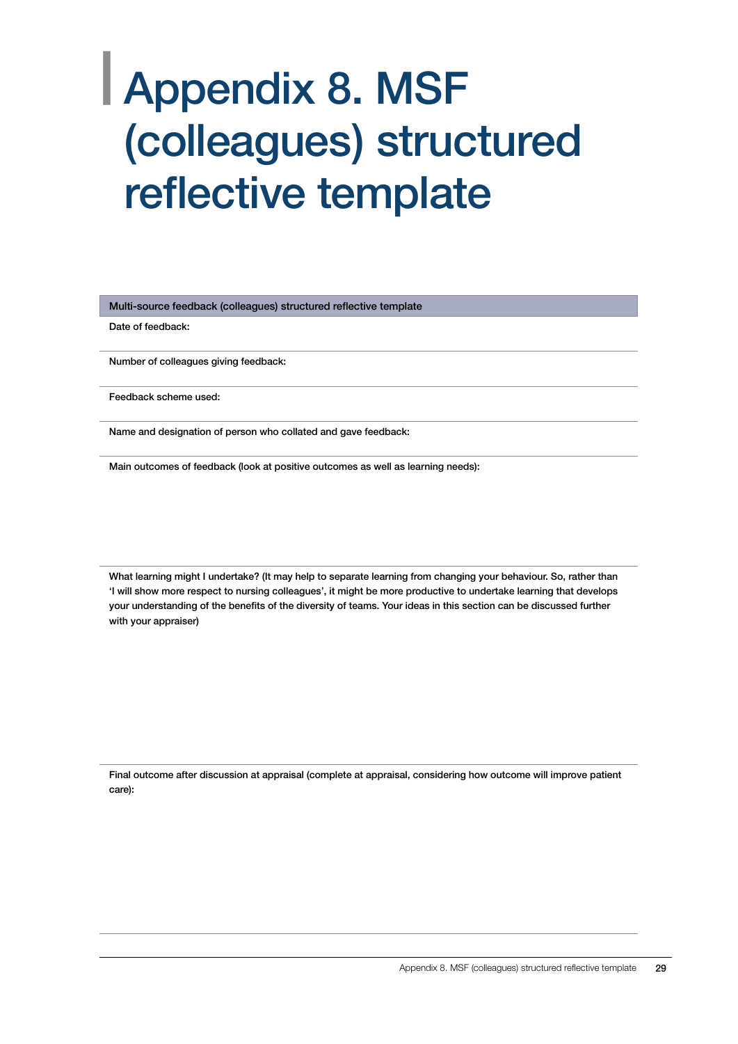# Appendix 8. MSF (colleagues) structured reflective template

| Multi-source feedback (colleagues) structured reflective template |
|---|
| Date of feedback: |
| Number of colleagues giving feedback: |
| Feedback scheme used: |
| Name and designation of person who collated and gave feedback: |
| Main outcomes of feedback (look at positive outcomes as well as learning needs): |
| What learning might I undertake? (It may help to separate learning from changing your behaviour. So, rather than 'I will show more respect to nursing colleagues', it might be more productive to undertake learning that develops your understanding of the benefits of the diversity of teams. Your ideas in this section can be discussed further with your appraiser) |
| Final outcome after discussion at appraisal (complete at appraisal, considering how outcome will improve patient care): |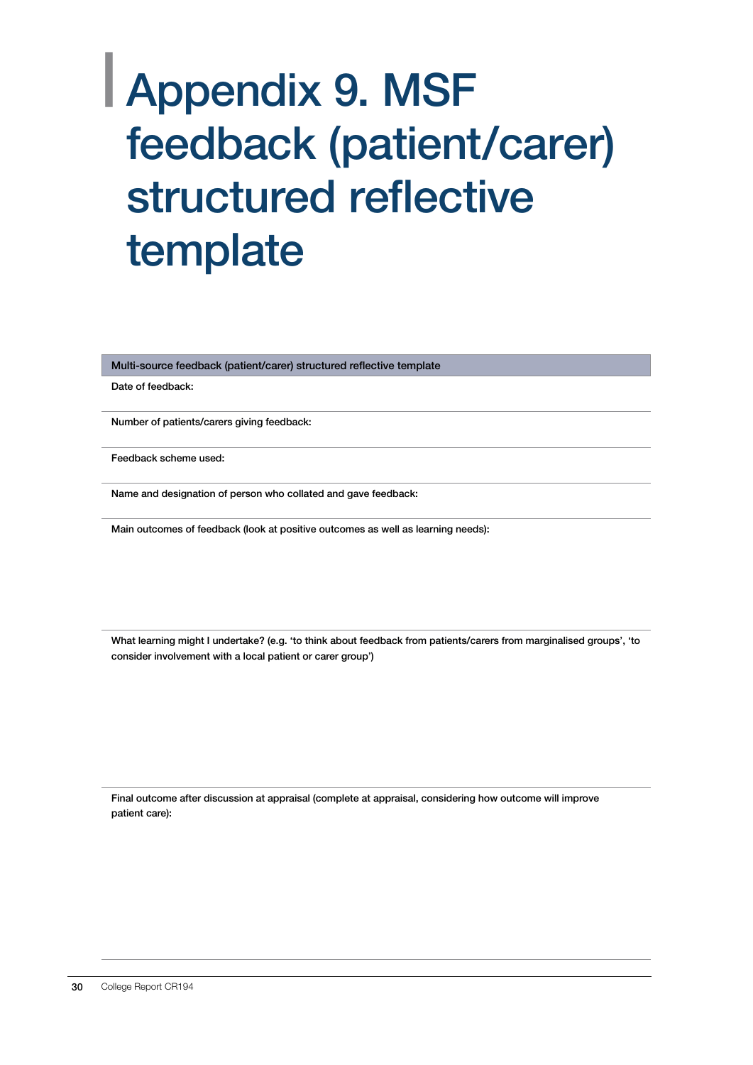# Appendix 9. MSF feedback (patient/carer) structured reflective template

| Multi-source feedback (patient/carer) structured reflective template |
|---|
| Date of feedback: |
| Number of patients/carers giving feedback: |
| Feedback scheme used: |
| Name and designation of person who collated and gave feedback: |
| Main outcomes of feedback (look at positive outcomes as well as learning needs): |
| What learning might I undertake? (e.g. 'to think about feedback from patients/carers from marginalised groups', 'to consider involvement with a local patient or carer group') |
| Final outcome after discussion at appraisal (complete at appraisal, considering how outcome will improve patient care): |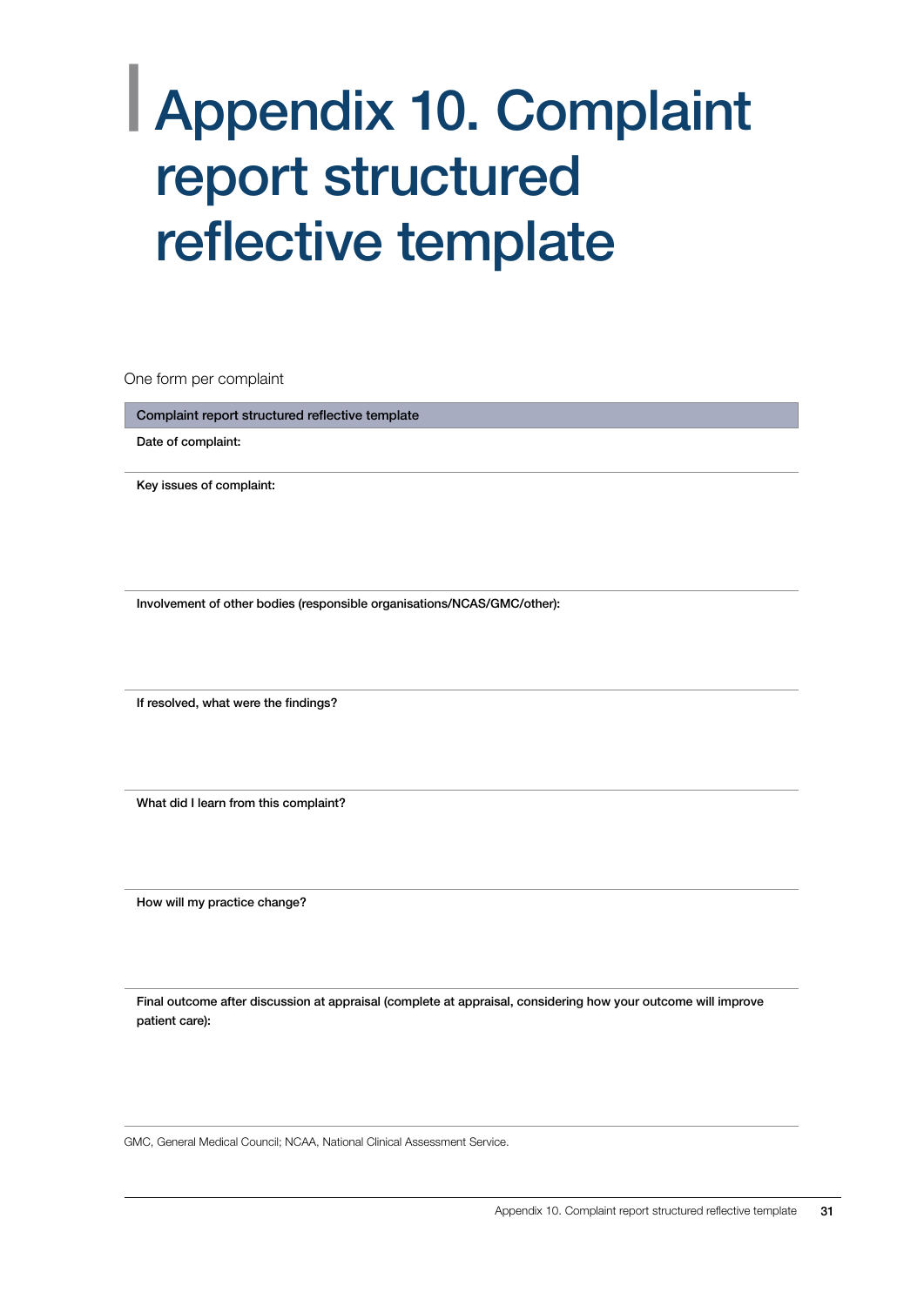# Appendix 10. Complaint report structured reflective template

One form per complaint

| Complaint report structured reflective template |
| --- |
| **Date of complaint:** |
| **Key issues of complaint:** |
| **Involvement of other bodies (responsible organisations/NCAS/GMC/other):** |
| **If resolved, what were the findings?** |
| **What did I learn from this complaint?** |
| **How will my practice change?** |
| **Final outcome after discussion at appraisal (complete at appraisal, considering how your outcome will improve patient care):** |

GMC, General Medical Council; NCAA, National Clinical Assessment Service.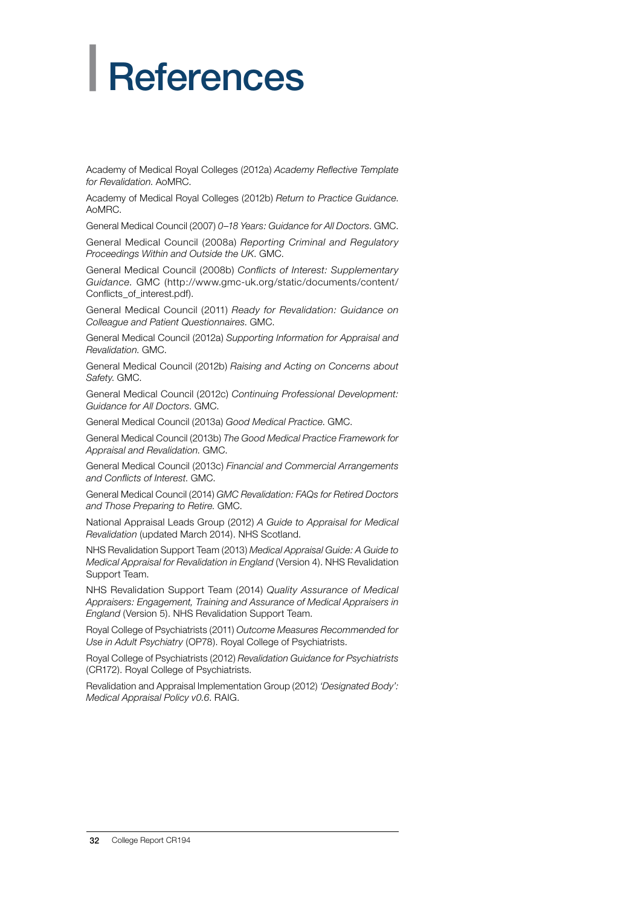# References

Academy of Medical Royal Colleges (2012a) *Academy Reflective Template for Revalidation*. AoMRC.

Academy of Medical Royal Colleges (2012b) *Return to Practice Guidance*. AoMRC.

General Medical Council (2007) *0–18 Years: Guidance for All Doctors*. GMC.

General Medical Council (2008a) *Reporting Criminal and Regulatory Proceedings Within and Outside the UK*. GMC.

General Medical Council (2008b) *Conflicts of Interest: Supplementary Guidance*. GMC (http://www.gmc-uk.org/static/documents/content/Conflicts_of_interest.pdf).

General Medical Council (2011) *Ready for Revalidation: Guidance on Colleague and Patient Questionnaires*. GMC.

General Medical Council (2012a) *Supporting Information for Appraisal and Revalidation*. GMC.

General Medical Council (2012b) *Raising and Acting on Concerns about Safety*. GMC.

General Medical Council (2012c) *Continuing Professional Development: Guidance for All Doctors*. GMC.

General Medical Council (2013a) *Good Medical Practice*. GMC.

General Medical Council (2013b) *The Good Medical Practice Framework for Appraisal and Revalidation*. GMC.

General Medical Council (2013c) *Financial and Commercial Arrangements and Conflicts of Interest*. GMC.

General Medical Council (2014) *GMC Revalidation: FAQs for Retired Doctors and Those Preparing to Retire*. GMC.

National Appraisal Leads Group (2012) *A Guide to Appraisal for Medical Revalidation* (updated March 2014). NHS Scotland.

NHS Revalidation Support Team (2013) *Medical Appraisal Guide: A Guide to Medical Appraisal for Revalidation in England* (Version 4). NHS Revalidation Support Team.

NHS Revalidation Support Team (2014) *Quality Assurance of Medical Appraisers: Engagement, Training and Assurance of Medical Appraisers in England* (Version 5). NHS Revalidation Support Team.

Royal College of Psychiatrists (2011) *Outcome Measures Recommended for Use in Adult Psychiatry* (OP78). Royal College of Psychiatrists.

Royal College of Psychiatrists (2012) *Revalidation Guidance for Psychiatrists* (CR172). Royal College of Psychiatrists.

Revalidation and Appraisal Implementation Group (2012) *'Designated Body': Medical Appraisal Policy v0.6*. RAIG.